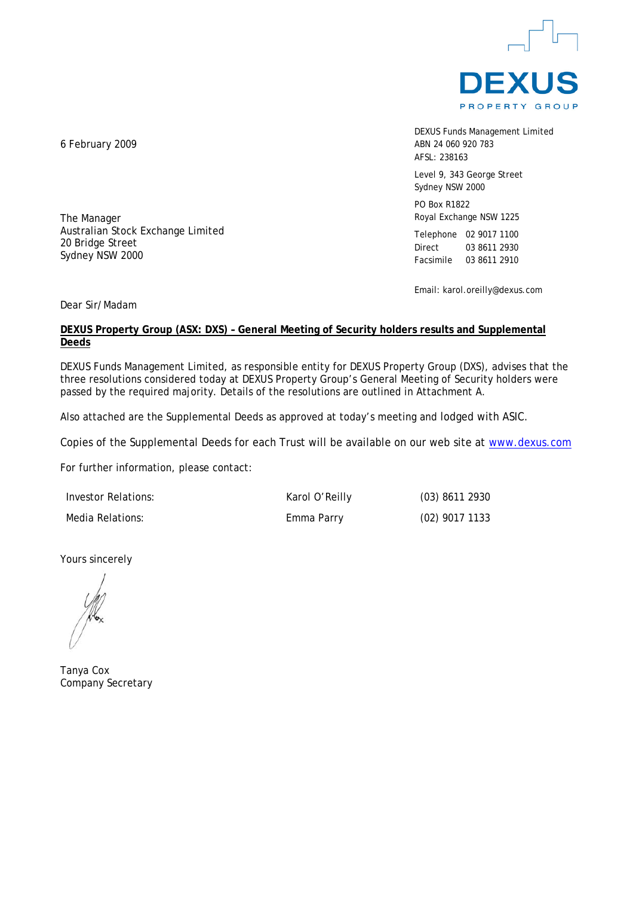DEXUS
PROPERTY GROUP

6 February 2009

DEXUS Funds Management Limited
ABN 24 060 920 783
AFSL: 238163

Level 9, 343 George Street
Sydney NSW 2000

PO Box R1822
Royal Exchange NSW 1225

Telephone 02 9017 1100
Direct 03 8611 2930
Facsimile 03 8611 2910

Email: karol.oreilly@dexus.com

The Manager
Australian Stock Exchange Limited
20 Bridge Street
Sydney NSW 2000

Dear Sir/Madam

**DEXUS Property Group (ASX: DXS) – General Meeting of Security holders results and Supplemental Deeds**

DEXUS Funds Management Limited, as responsible entity for DEXUS Property Group (DXS), advises that the three resolutions considered today at DEXUS Property Group's General Meeting of Security holders were passed by the required majority. Details of the resolutions are outlined in Attachment A.

Also attached are the Supplemental Deeds as approved at today's meeting and lodged with ASIC.

Copies of the Supplemental Deeds for each Trust will be available on our web site at www.dexus.com

For further information, please contact:

| | | |
|---|---|---|
| Investor Relations: | Karol O'Reilly | (03) 8611 2930 |
| Media Relations: | Emma Parry | (02) 9017 1133 |

Yours sincerely

Tanya Cox
Company Secretary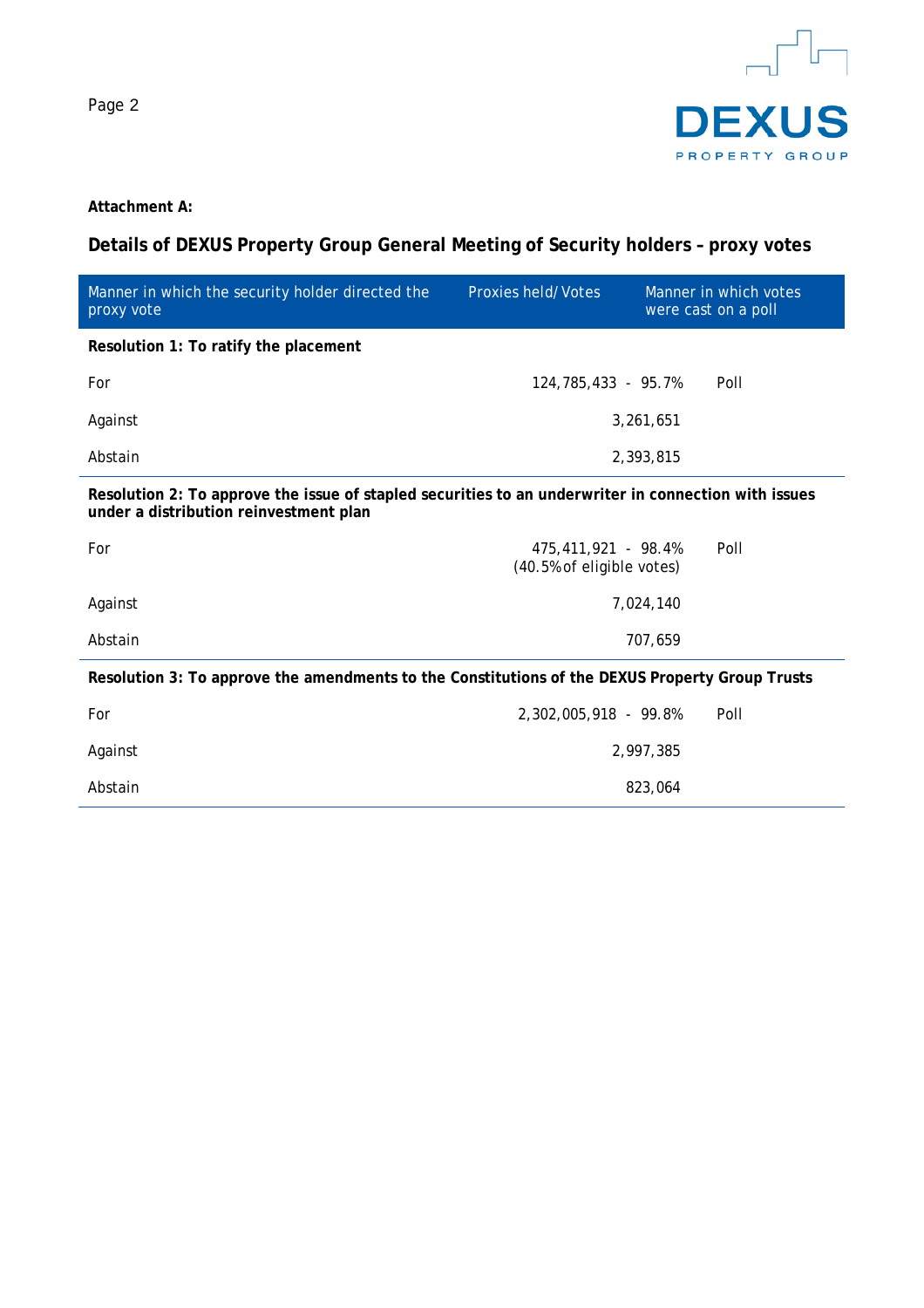**Attachment A:**

## Details of DEXUS Property Group General Meeting of Security holders – proxy votes

| Manner in which the security holder directed the proxy vote | Proxies held/Votes | Manner in which votes were cast on a poll |
|---|---|---|
| **Resolution 1: To ratify the placement** | | |
| For | 124,785,433 - 95.7% | Poll |
| Against | 3,261,651 | |
| Abstain | 2,393,815 | |
| **Resolution 2: To approve the issue of stapled securities to an underwriter in connection with issues under a distribution reinvestment plan** | | |
| For | 475,411,921 - 98.4% (40.5% of eligible votes) | Poll |
| Against | 7,024,140 | |
| Abstain | 707,659 | |
| **Resolution 3: To approve the amendments to the Constitutions of the DEXUS Property Group Trusts** | | |
| For | 2,302,005,918 - 99.8% | Poll |
| Against | 2,997,385 | |
| Abstain | 823,064 | |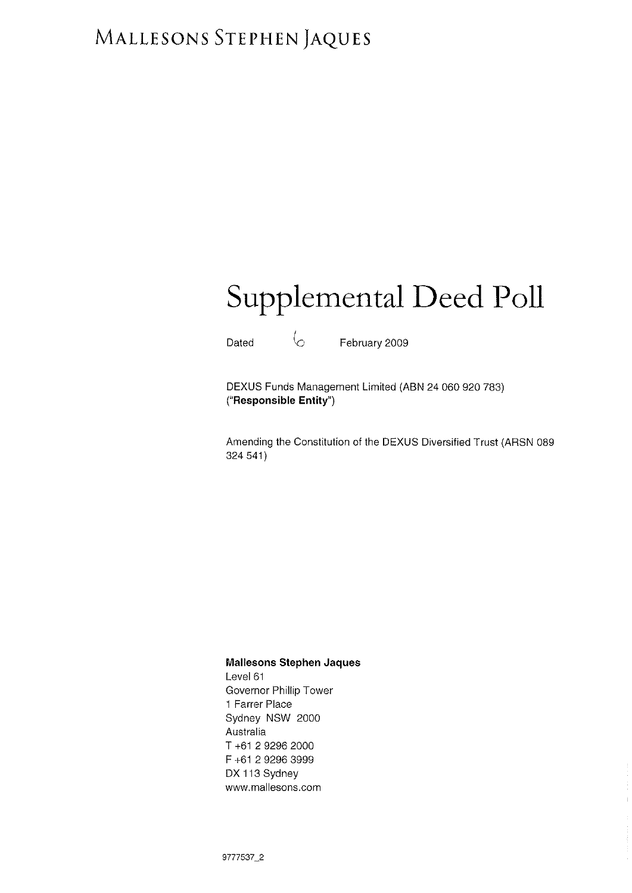MALLESONS STEPHEN JAQUES

# Supplemental Deed Poll

Dated 6 February 2009

DEXUS Funds Management Limited (ABN 24 060 920 783)
("**Responsible Entity**")

Amending the Constitution of the DEXUS Diversified Trust (ARSN 089 324 541)

**Mallesons Stephen Jaques**
Level 61
Governor Phillip Tower
1 Farrer Place
Sydney NSW 2000
Australia
T +61 2 9296 2000
F +61 2 9296 3999
DX 113 Sydney
www.mallesons.com

9777537_2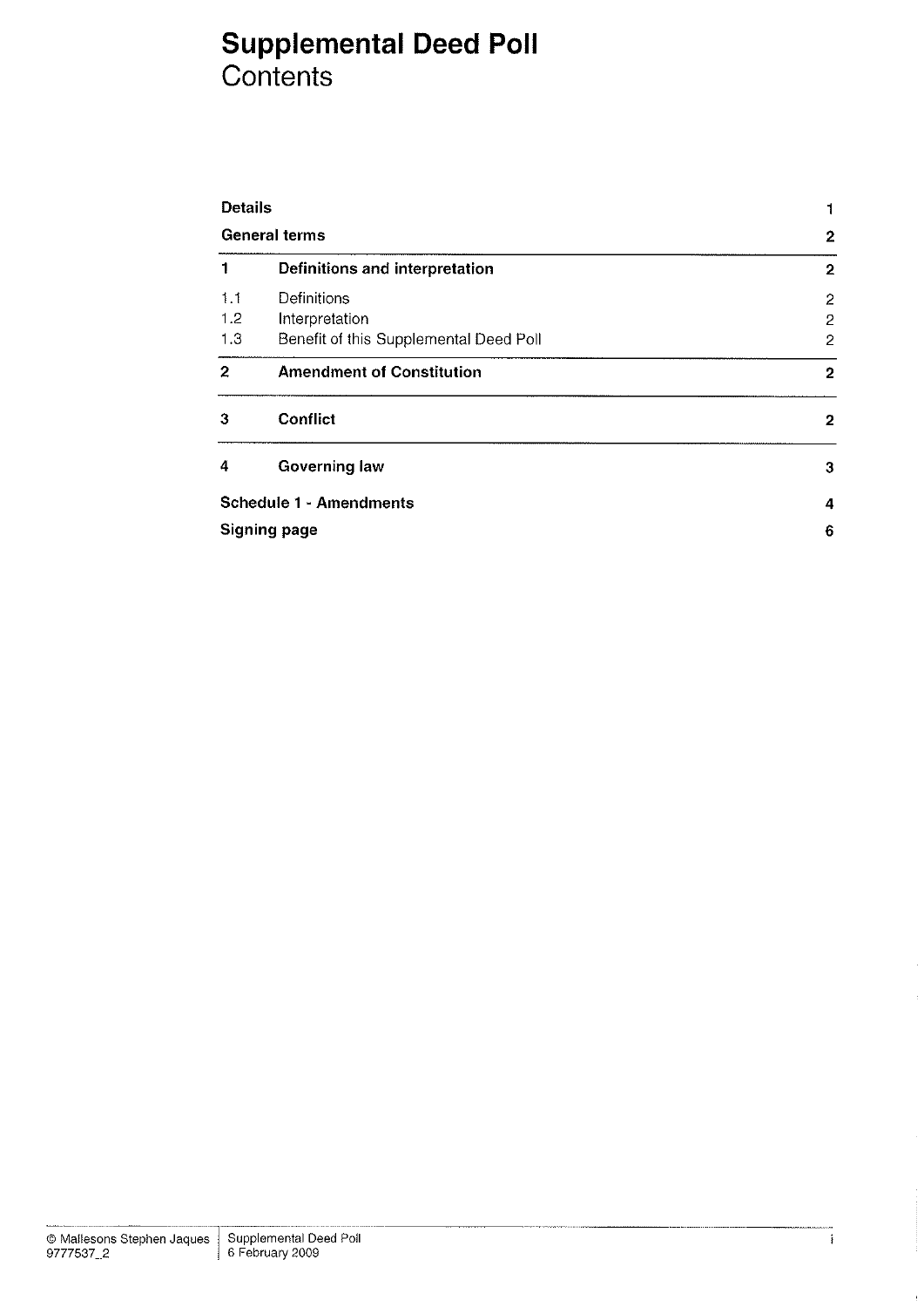# Supplemental Deed Poll
## Contents

| | | |
|---|---|---|
| **Details** | | **1** |
| **General terms** | | **2** |
| **1** | **Definitions and interpretation** | **2** |
| 1.1 | Definitions | 2 |
| 1.2 | Interpretation | 2 |
| 1.3 | Benefit of this Supplemental Deed Poll | 2 |
| **2** | **Amendment of Constitution** | **2** |
| **3** | **Conflict** | **2** |
| **4** | **Governing law** | **3** |
| **Schedule 1 - Amendments** | | **4** |
| **Signing page** | | **6** |

© Mallesons Stephen Jaques
9777537_2

Supplemental Deed Poll
6 February 2009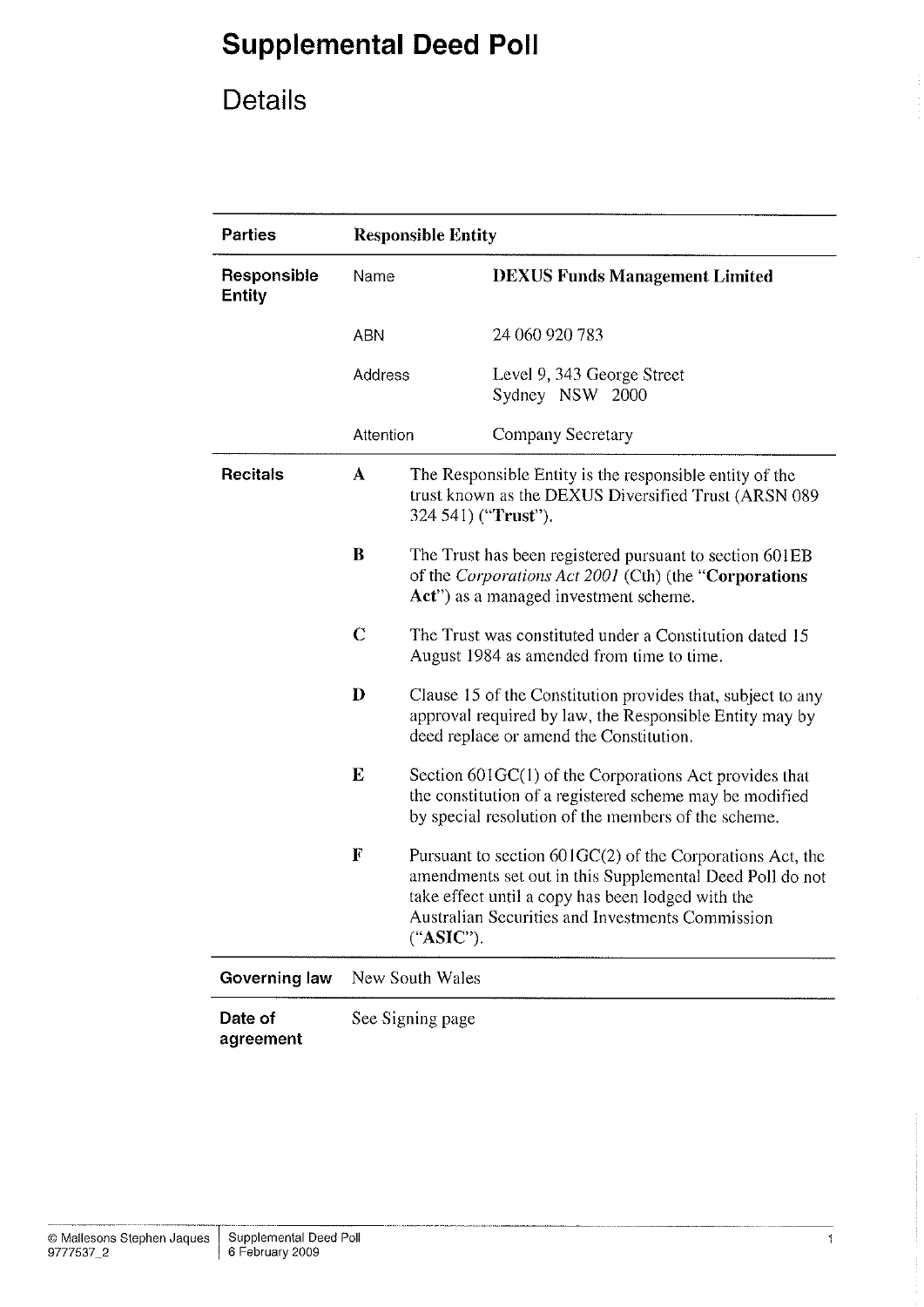# Supplemental Deed Poll

## Details

| Parties | Responsible Entity | |
|---|---|---|
| Responsible Entity | Name | **DEXUS Funds Management Limited** |
| | ABN | 24 060 920 783 |
| | Address | Level 9, 343 George Street Sydney NSW 2000 |
| | Attention | Company Secretary |

**Recitals**

**A** The Responsible Entity is the responsible entity of the trust known as the DEXUS Diversified Trust (ARSN 089 324 541) ("**Trust**").

**B** The Trust has been registered pursuant to section 601EB of the *Corporations Act 2001* (Cth) (the "**Corporations Act**") as a managed investment scheme.

**C** The Trust was constituted under a Constitution dated 15 August 1984 as amended from time to time.

**D** Clause 15 of the Constitution provides that, subject to any approval required by law, the Responsible Entity may by deed replace or amend the Constitution.

**E** Section 601GC(1) of the Corporations Act provides that the constitution of a registered scheme may be modified by special resolution of the members of the scheme.

**F** Pursuant to section 601GC(2) of the Corporations Act, the amendments set out in this Supplemental Deed Poll do not take effect until a copy has been lodged with the Australian Securities and Investments Commission ("**ASIC**").

| | |
|---|---|
| **Governing law** | New South Wales |
| **Date of agreement** | See Signing page |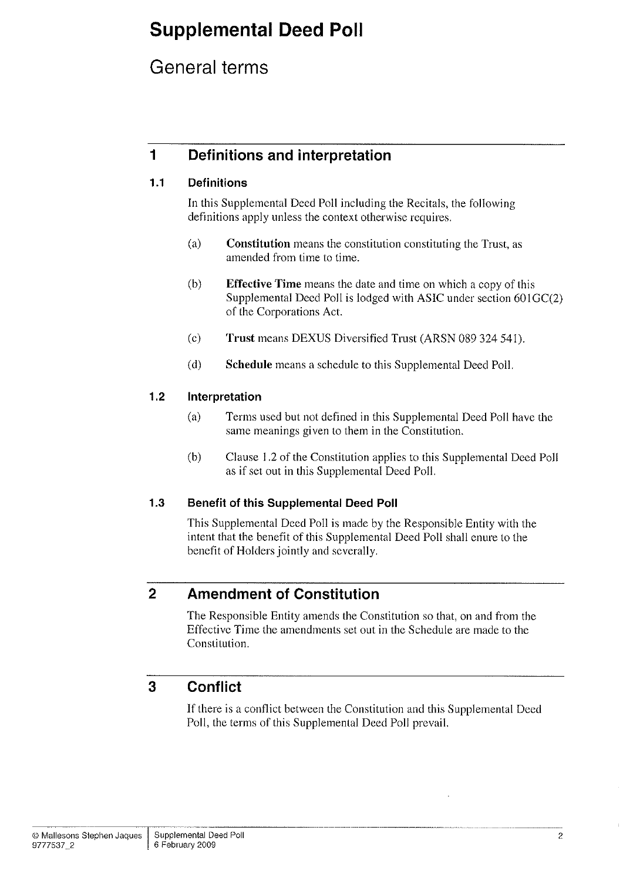# Supplemental Deed Poll

## General terms

## 1 Definitions and interpretation

### 1.1 Definitions

In this Supplemental Deed Poll including the Recitals, the following definitions apply unless the context otherwise requires.

(a) **Constitution** means the constitution constituting the Trust, as amended from time to time.

(b) **Effective Time** means the date and time on which a copy of this Supplemental Deed Poll is lodged with ASIC under section 601GC(2) of the Corporations Act.

(c) **Trust** means DEXUS Diversified Trust (ARSN 089 324 541).

(d) **Schedule** means a schedule to this Supplemental Deed Poll.

### 1.2 Interpretation

(a) Terms used but not defined in this Supplemental Deed Poll have the same meanings given to them in the Constitution.

(b) Clause 1.2 of the Constitution applies to this Supplemental Deed Poll as if set out in this Supplemental Deed Poll.

### 1.3 Benefit of this Supplemental Deed Poll

This Supplemental Deed Poll is made by the Responsible Entity with the intent that the benefit of this Supplemental Deed Poll shall enure to the benefit of Holders jointly and severally.

## 2 Amendment of Constitution

The Responsible Entity amends the Constitution so that, on and from the Effective Time the amendments set out in the Schedule are made to the Constitution.

## 3 Conflict

If there is a conflict between the Constitution and this Supplemental Deed Poll, the terms of this Supplemental Deed Poll prevail.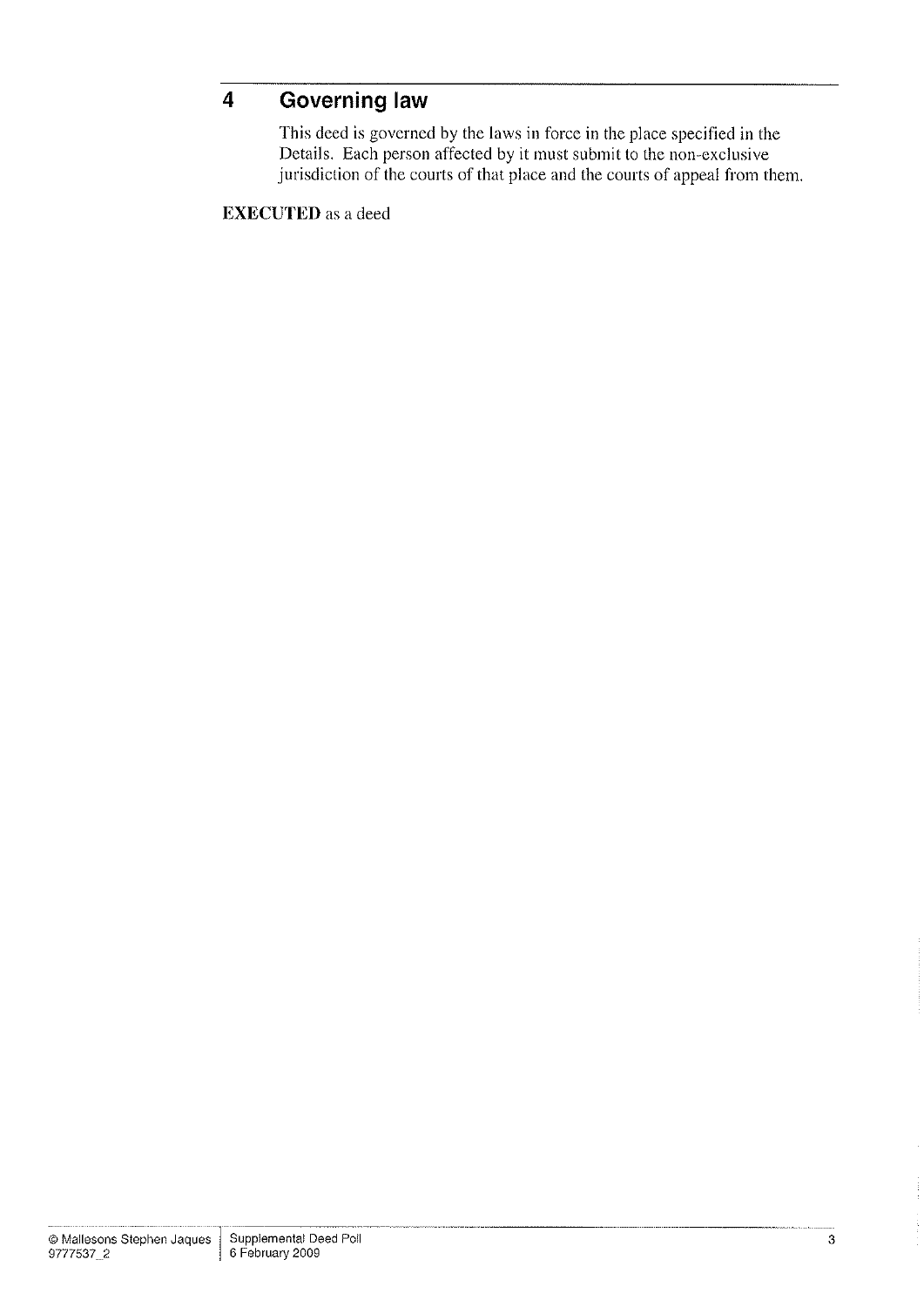## 4 Governing law

This deed is governed by the laws in force in the place specified in the Details. Each person affected by it must submit to the non-exclusive jurisdiction of the courts of that place and the courts of appeal from them.

**EXECUTED** as a deed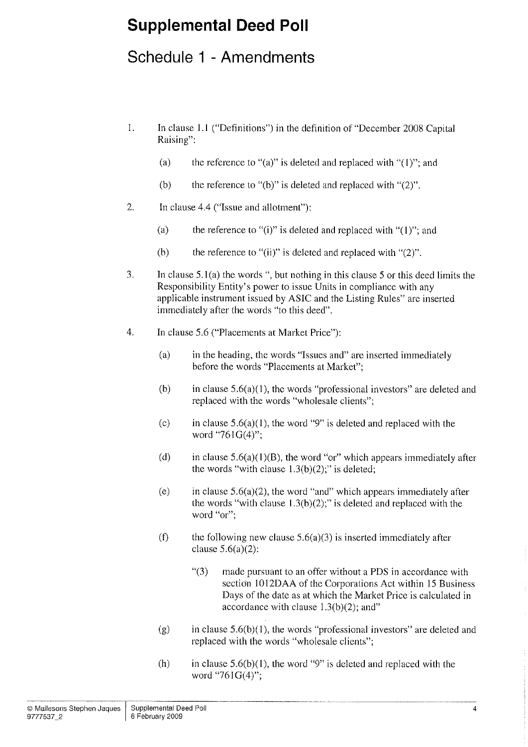# Supplemental Deed Poll

## Schedule 1 - Amendments

1. In clause 1.1 ("Definitions") in the definition of "December 2008 Capital Raising":

   (a) the reference to "(a)" is deleted and replaced with "(1)"; and

   (b) the reference to "(b)" is deleted and replaced with "(2)".

2. In clause 4.4 ("Issue and allotment"):

   (a) the reference to "(i)" is deleted and replaced with "(1)"; and

   (b) the reference to "(ii)" is deleted and replaced with "(2)".

3. In clause 5.1(a) the words ", but nothing in this clause 5 or this deed limits the Responsibility Entity's power to issue Units in compliance with any applicable instrument issued by ASIC and the Listing Rules" are inserted immediately after the words "to this deed".

4. In clause 5.6 ("Placements at Market Price"):

   (a) in the heading, the words "Issues and" are inserted immediately before the words "Placements at Market";

   (b) in clause 5.6(a)(1), the words "professional investors" are deleted and replaced with the words "wholesale clients";

   (c) in clause 5.6(a)(1), the word "9" is deleted and replaced with the word "761G(4)";

   (d) in clause 5.6(a)(1)(B), the word "or" which appears immediately after the words "with clause 1.3(b)(2);" is deleted;

   (e) in clause 5.6(a)(2), the word "and" which appears immediately after the words "with clause 1.3(b)(2);" is deleted and replaced with the word "or";

   (f) the following new clause 5.6(a)(3) is inserted immediately after clause 5.6(a)(2):

      "(3) made pursuant to an offer without a PDS in accordance with section 1012DAA of the Corporations Act within 15 Business Days of the date as at which the Market Price is calculated in accordance with clause 1.3(b)(2); and"

   (g) in clause 5.6(b)(1), the words "professional investors" are deleted and replaced with the words "wholesale clients";

   (h) in clause 5.6(b)(1), the word "9" is deleted and replaced with the word "761G(4)";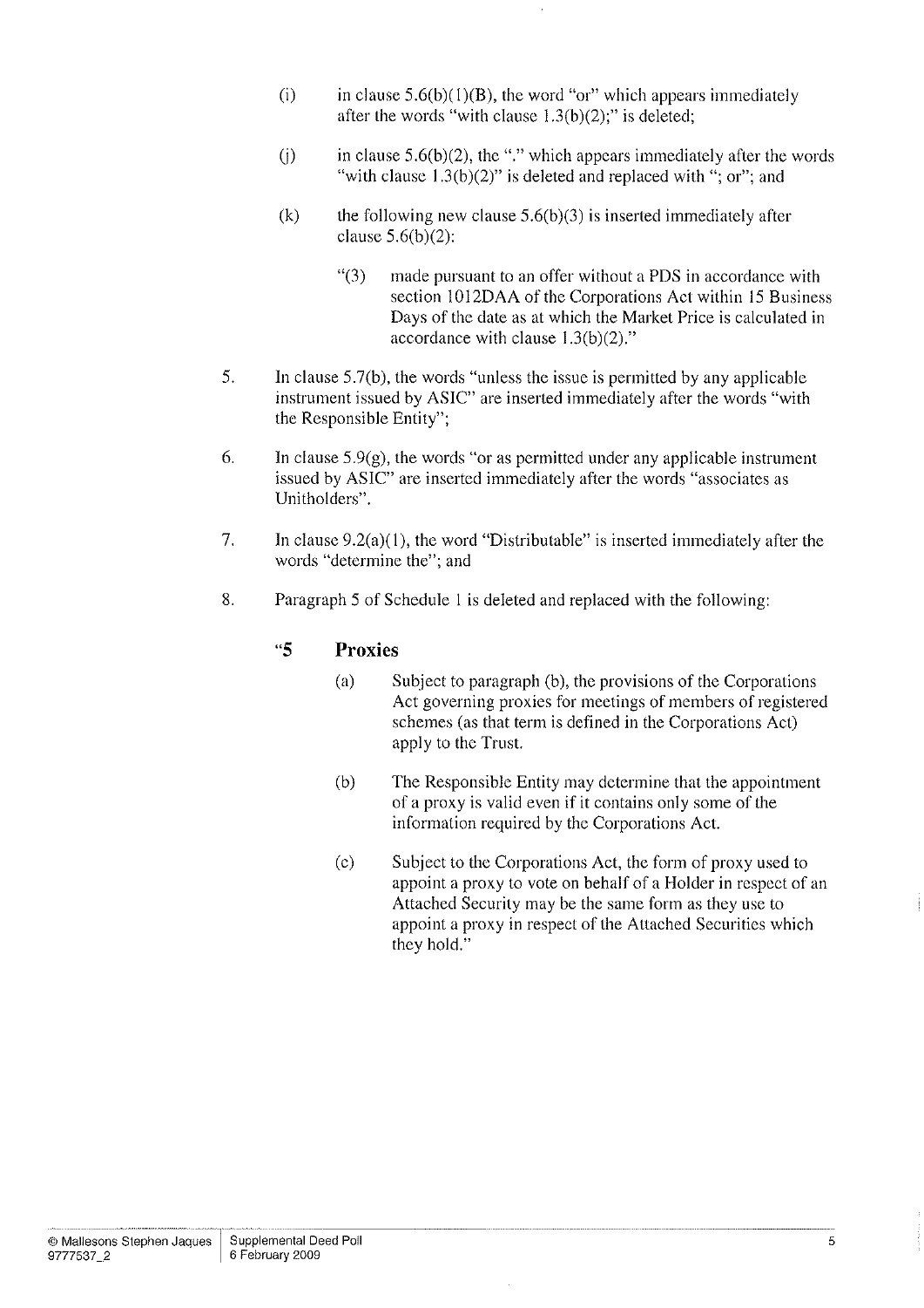(i) in clause 5.6(b)(1)(B), the word "or" which appears immediately after the words "with clause 1.3(b)(2);" is deleted;

(j) in clause 5.6(b)(2), the "." which appears immediately after the words "with clause 1.3(b)(2)" is deleted and replaced with "; or"; and

(k) the following new clause 5.6(b)(3) is inserted immediately after clause 5.6(b)(2):

> "(3) made pursuant to an offer without a PDS in accordance with section 1012DAA of the Corporations Act within 15 Business Days of the date as at which the Market Price is calculated in accordance with clause 1.3(b)(2)."

5. In clause 5.7(b), the words "unless the issue is permitted by any applicable instrument issued by ASIC" are inserted immediately after the words "with the Responsible Entity";

6. In clause 5.9(g), the words "or as permitted under any applicable instrument issued by ASIC" are inserted immediately after the words "associates as Unitholders".

7. In clause 9.2(a)(1), the word "Distributable" is inserted immediately after the words "determine the"; and

8. Paragraph 5 of Schedule 1 is deleted and replaced with the following:

> **"5 Proxies**
>
> (a) Subject to paragraph (b), the provisions of the Corporations Act governing proxies for meetings of members of registered schemes (as that term is defined in the Corporations Act) apply to the Trust.
>
> (b) The Responsible Entity may determine that the appointment of a proxy is valid even if it contains only some of the information required by the Corporations Act.
>
> (c) Subject to the Corporations Act, the form of proxy used to appoint a proxy to vote on behalf of a Holder in respect of an Attached Security may be the same form as they use to appoint a proxy in respect of the Attached Securities which they hold."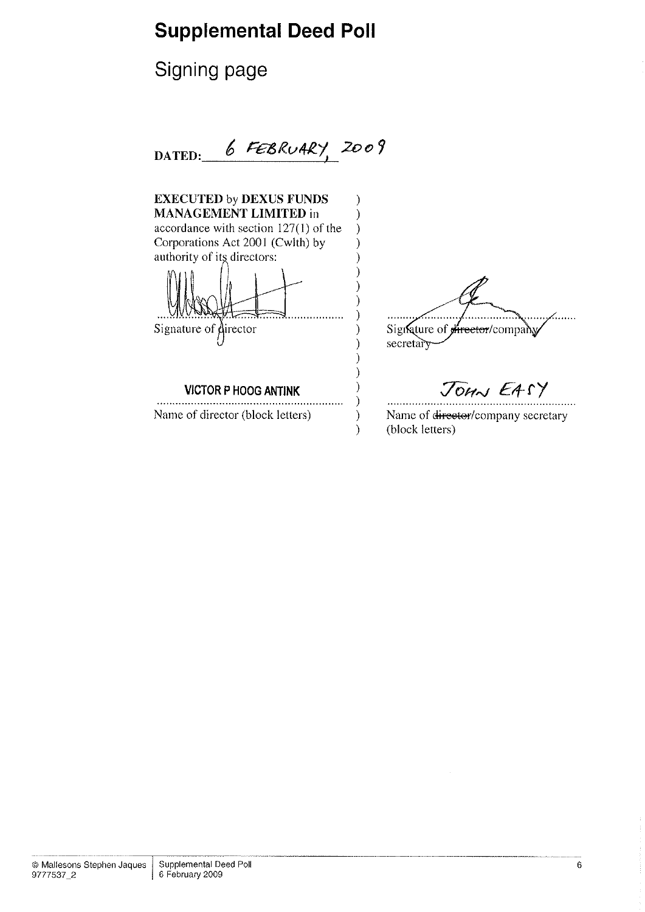# Supplemental Deed Poll

## Signing page

DATED: 6 FEBRUARY, 2009

**EXECUTED** by **DEXUS FUNDS MANAGEMENT LIMITED** in accordance with section 127(1) of the Corporations Act 2001 (Cwlth) by authority of its directors:

.............................................................
Signature of director

VICTOR P HOOG ANTINK
.............................................................
Name of director (block letters)

.............................................................
Signature of ~~director~~/company secretary

JOHN EASY
.............................................................
Name of ~~director~~/company secretary (block letters)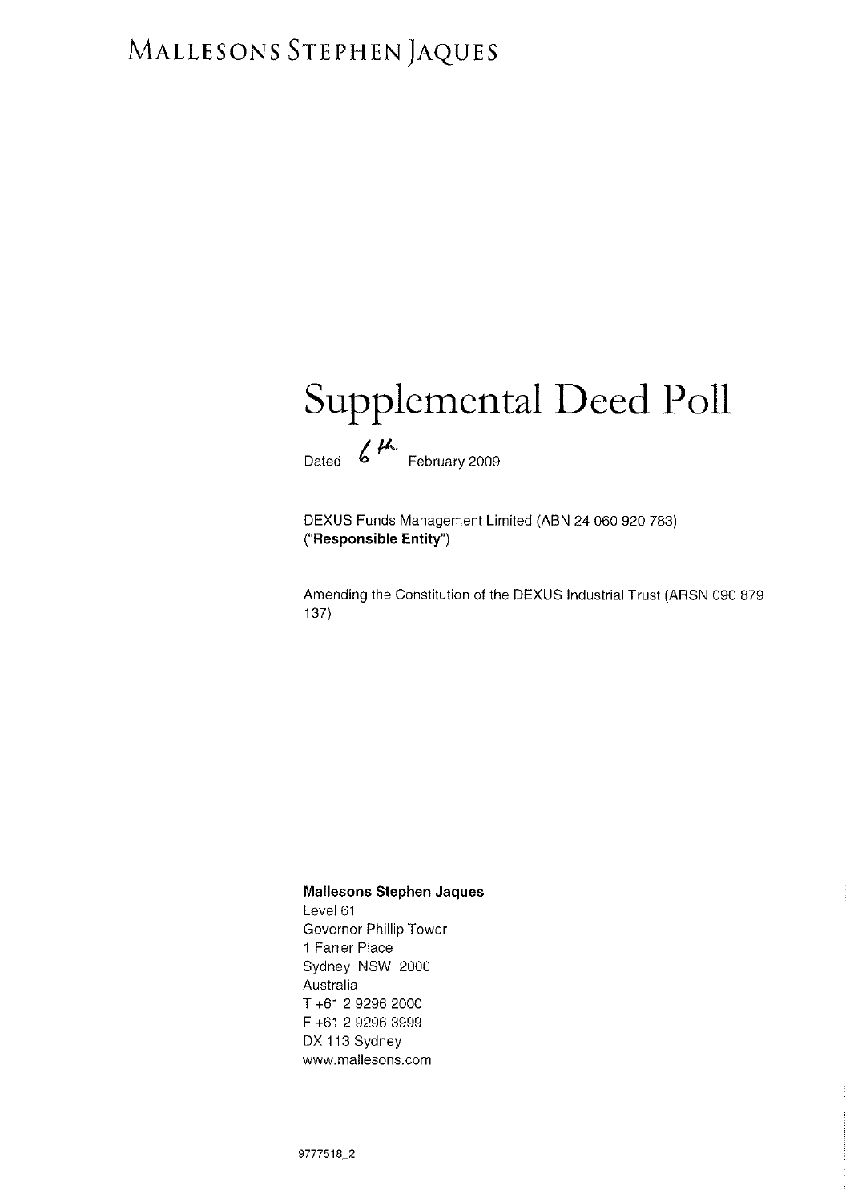MALLESONS STEPHEN JAQUES

# Supplemental Deed Poll

Dated 6th February 2009

DEXUS Funds Management Limited (ABN 24 060 920 783)
("**Responsible Entity**")

Amending the Constitution of the DEXUS Industrial Trust (ARSN 090 879 137)

**Mallesons Stephen Jaques**
Level 61
Governor Phillip Tower
1 Farrer Place
Sydney NSW 2000
Australia
T +61 2 9296 2000
F +61 2 9296 3999
DX 113 Sydney
www.mallesons.com

9777518_2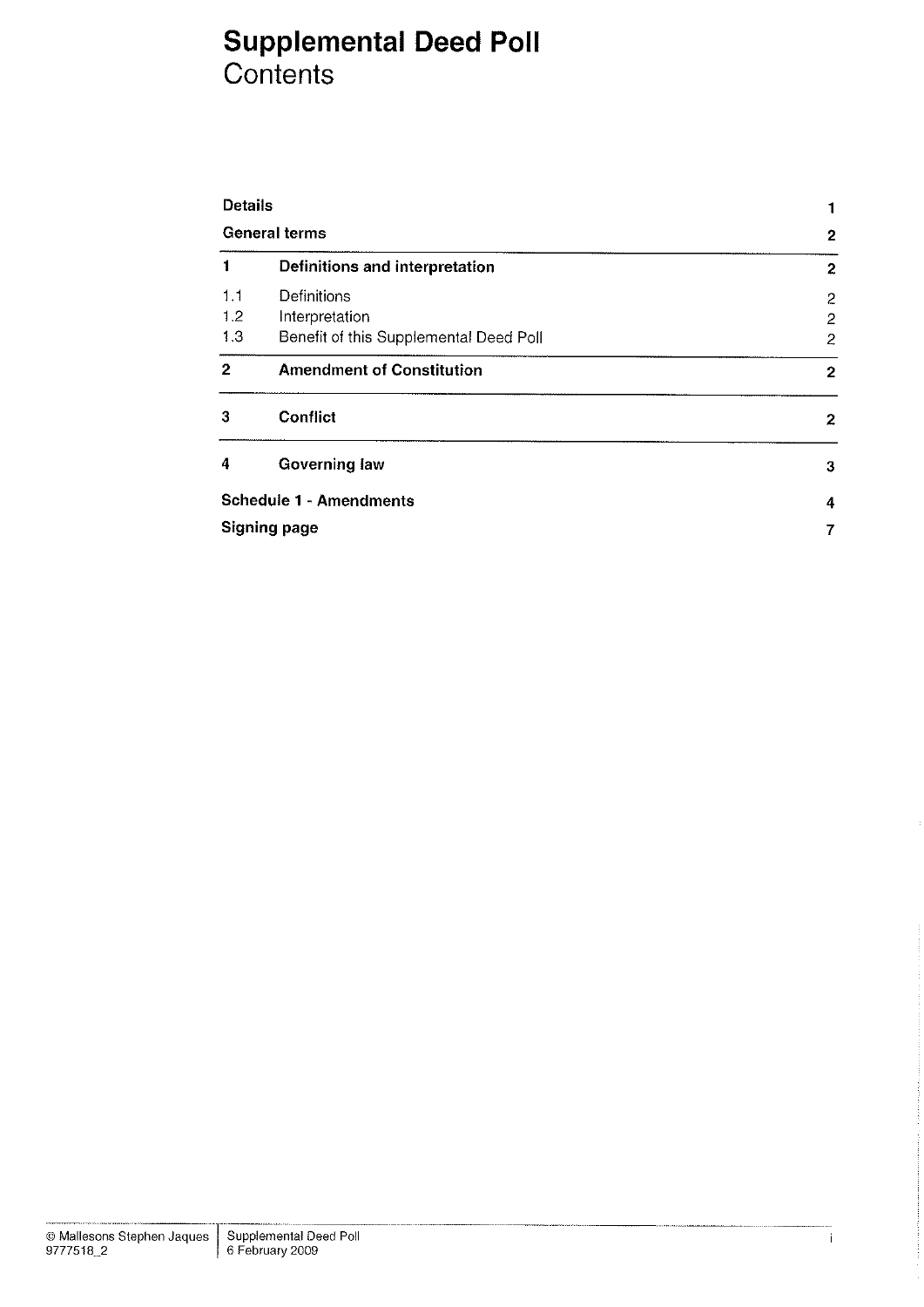# Supplemental Deed Poll
## Contents

| | | |
|---|---|---|
| **Details** | | **1** |
| **General terms** | | **2** |
| **1** | **Definitions and interpretation** | **2** |
| 1.1 | Definitions | 2 |
| 1.2 | Interpretation | 2 |
| 1.3 | Benefit of this Supplemental Deed Poll | 2 |
| **2** | **Amendment of Constitution** | **2** |
| **3** | **Conflict** | **2** |
| **4** | **Governing law** | **3** |
| **Schedule 1 - Amendments** | | **4** |
| **Signing page** | | **7** |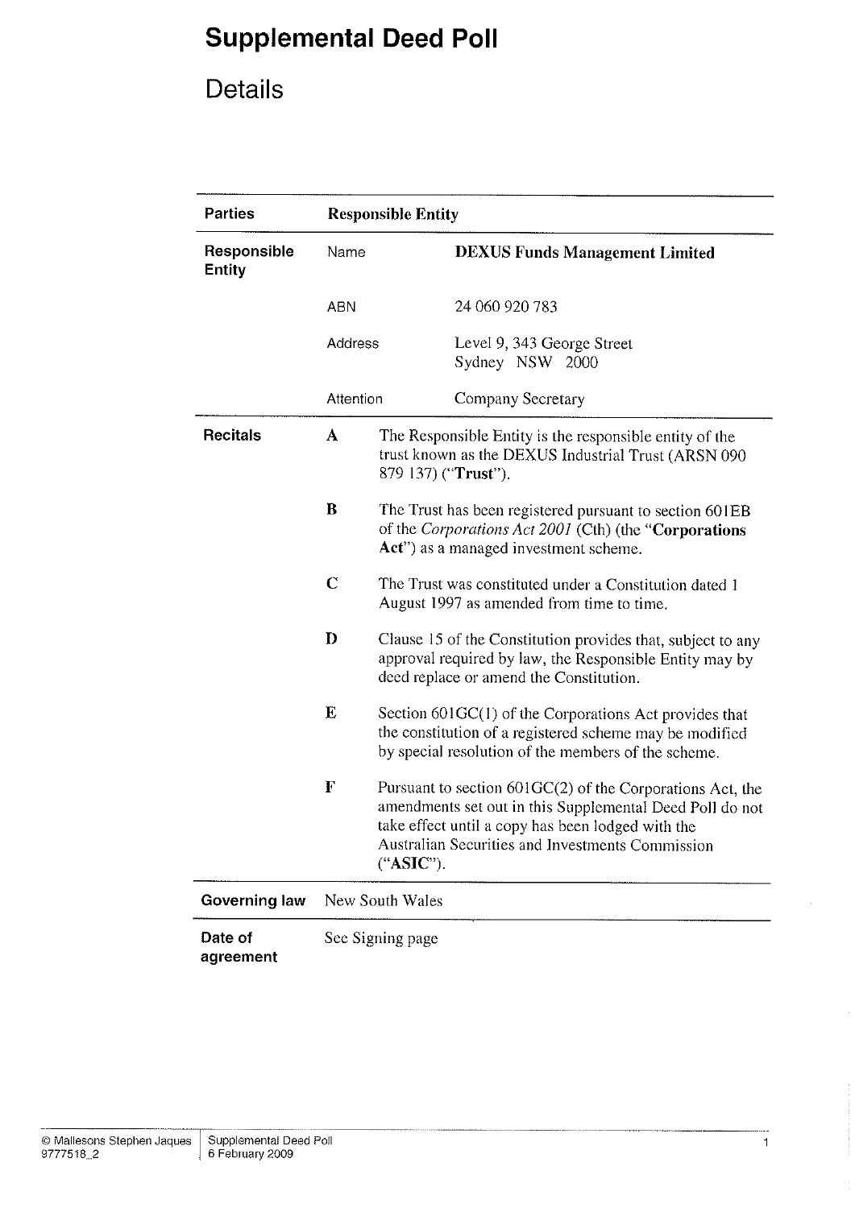# Supplemental Deed Poll

## Details

| Parties | Responsible Entity | |
|---|---|---|
| Responsible Entity | Name | **DEXUS Funds Management Limited** |
| | ABN | 24 060 920 783 |
| | Address | Level 9, 343 George Street<br>Sydney NSW 2000 |
| | Attention | Company Secretary |

**Recitals**

**A** The Responsible Entity is the responsible entity of the trust known as the DEXUS Industrial Trust (ARSN 090 879 137) ("**Trust**").

**B** The Trust has been registered pursuant to section 601EB of the *Corporations Act 2001* (Cth) (the "**Corporations Act**") as a managed investment scheme.

**C** The Trust was constituted under a Constitution dated 1 August 1997 as amended from time to time.

**D** Clause 15 of the Constitution provides that, subject to any approval required by law, the Responsible Entity may by deed replace or amend the Constitution.

**E** Section 601GC(1) of the Corporations Act provides that the constitution of a registered scheme may be modified by special resolution of the members of the scheme.

**F** Pursuant to section 601GC(2) of the Corporations Act, the amendments set out in this Supplemental Deed Poll do not take effect until a copy has been lodged with the Australian Securities and Investments Commission ("**ASIC**").

| | |
|---|---|
| **Governing law** | New South Wales |
| **Date of agreement** | See Signing page |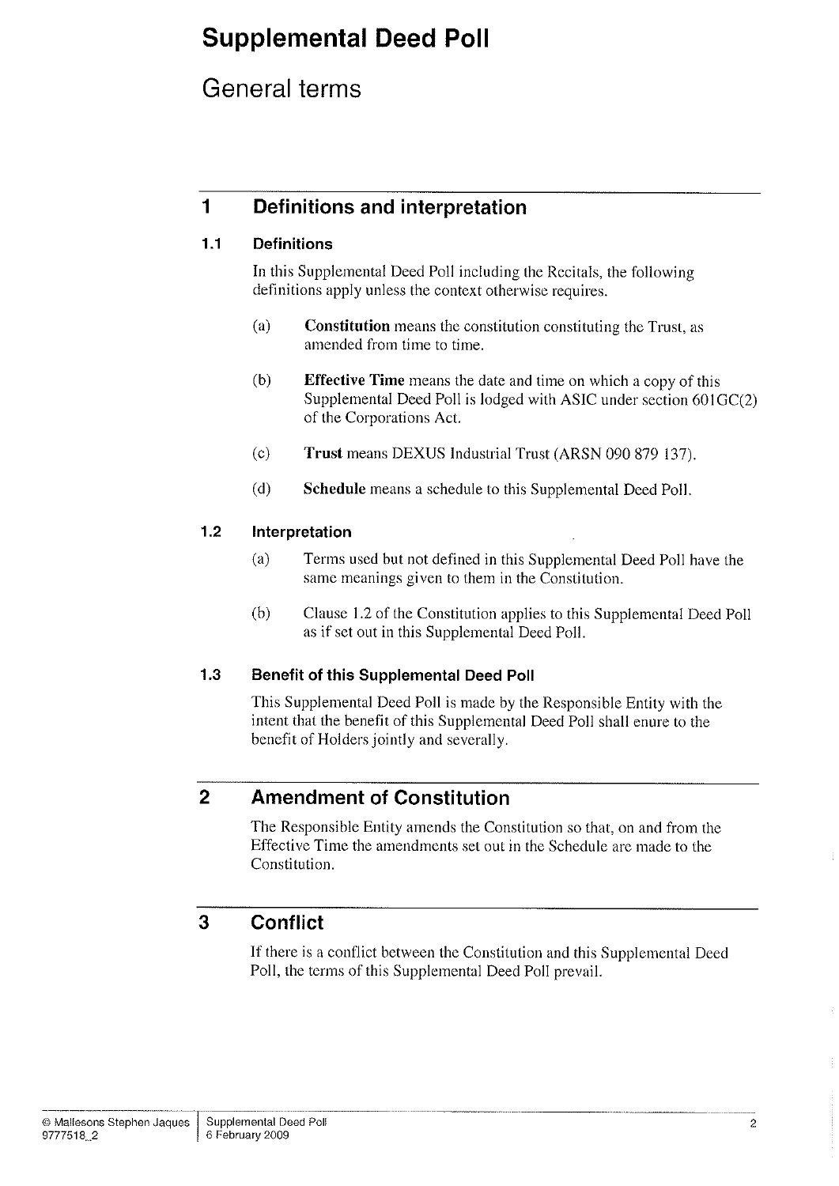# Supplemental Deed Poll

## General terms

## 1 Definitions and interpretation

### 1.1 Definitions

In this Supplemental Deed Poll including the Recitals, the following definitions apply unless the context otherwise requires.

(a) **Constitution** means the constitution constituting the Trust, as amended from time to time.

(b) **Effective Time** means the date and time on which a copy of this Supplemental Deed Poll is lodged with ASIC under section 601GC(2) of the Corporations Act.

(c) **Trust** means DEXUS Industrial Trust (ARSN 090 879 137).

(d) **Schedule** means a schedule to this Supplemental Deed Poll.

### 1.2 Interpretation

(a) Terms used but not defined in this Supplemental Deed Poll have the same meanings given to them in the Constitution.

(b) Clause 1.2 of the Constitution applies to this Supplemental Deed Poll as if set out in this Supplemental Deed Poll.

### 1.3 Benefit of this Supplemental Deed Poll

This Supplemental Deed Poll is made by the Responsible Entity with the intent that the benefit of this Supplemental Deed Poll shall enure to the benefit of Holders jointly and severally.

## 2 Amendment of Constitution

The Responsible Entity amends the Constitution so that, on and from the Effective Time the amendments set out in the Schedule are made to the Constitution.

## 3 Conflict

If there is a conflict between the Constitution and this Supplemental Deed Poll, the terms of this Supplemental Deed Poll prevail.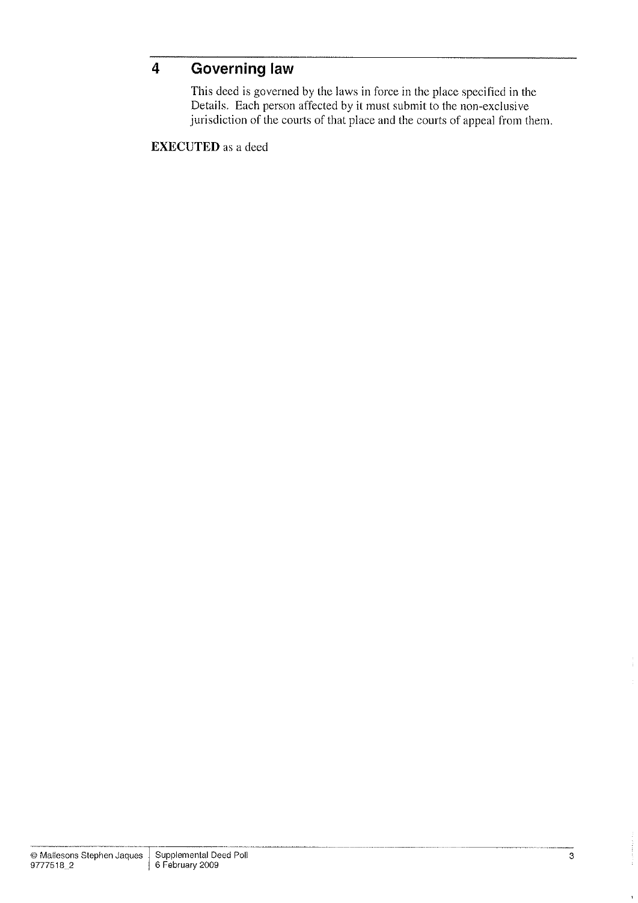## 4 Governing law

This deed is governed by the laws in force in the place specified in the Details. Each person affected by it must submit to the non-exclusive jurisdiction of the courts of that place and the courts of appeal from them.

**EXECUTED** as a deed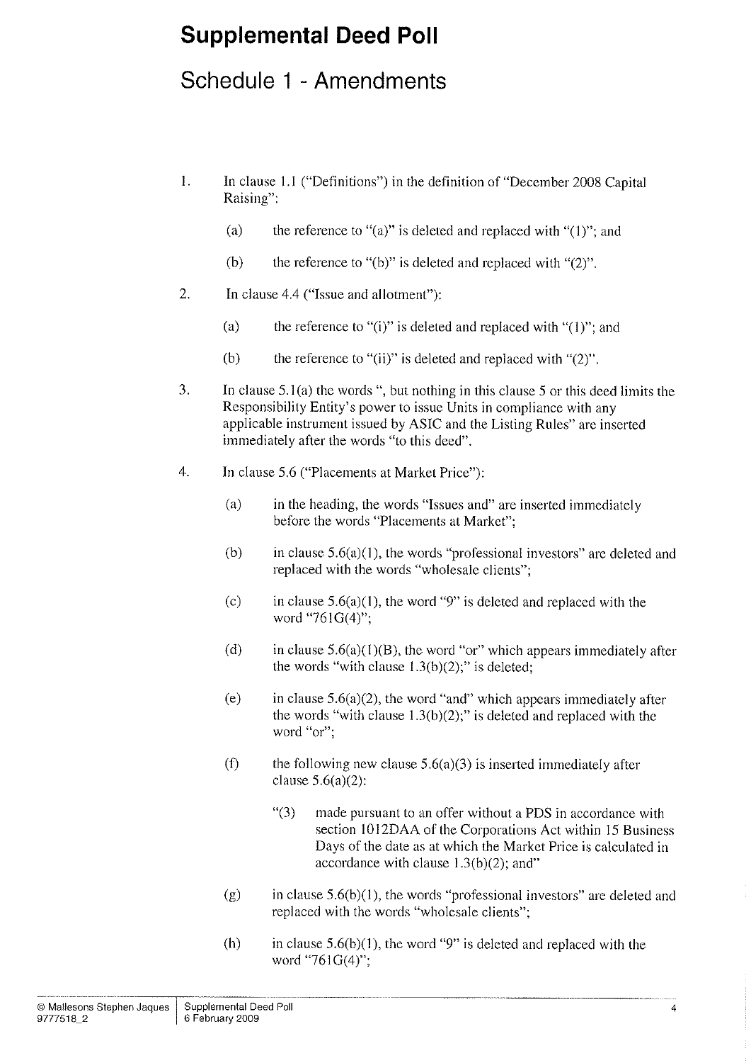# Supplemental Deed Poll

## Schedule 1 - Amendments

1. In clause 1.1 ("Definitions") in the definition of "December 2008 Capital Raising":

   (a) the reference to "(a)" is deleted and replaced with "(1)"; and

   (b) the reference to "(b)" is deleted and replaced with "(2)".

2. In clause 4.4 ("Issue and allotment"):

   (a) the reference to "(i)" is deleted and replaced with "(1)"; and

   (b) the reference to "(ii)" is deleted and replaced with "(2)".

3. In clause 5.1(a) the words ", but nothing in this clause 5 or this deed limits the Responsibility Entity's power to issue Units in compliance with any applicable instrument issued by ASIC and the Listing Rules" are inserted immediately after the words "to this deed".

4. In clause 5.6 ("Placements at Market Price"):

   (a) in the heading, the words "Issues and" are inserted immediately before the words "Placements at Market";

   (b) in clause 5.6(a)(1), the words "professional investors" are deleted and replaced with the words "wholesale clients";

   (c) in clause 5.6(a)(1), the word "9" is deleted and replaced with the word "761G(4)";

   (d) in clause 5.6(a)(1)(B), the word "or" which appears immediately after the words "with clause 1.3(b)(2);" is deleted;

   (e) in clause 5.6(a)(2), the word "and" which appears immediately after the words "with clause 1.3(b)(2);" is deleted and replaced with the word "or";

   (f) the following new clause 5.6(a)(3) is inserted immediately after clause 5.6(a)(2):

      "(3) made pursuant to an offer without a PDS in accordance with section 1012DAA of the Corporations Act within 15 Business Days of the date as at which the Market Price is calculated in accordance with clause 1.3(b)(2); and"

   (g) in clause 5.6(b)(1), the words "professional investors" are deleted and replaced with the words "wholesale clients";

   (h) in clause 5.6(b)(1), the word "9" is deleted and replaced with the word "761G(4)";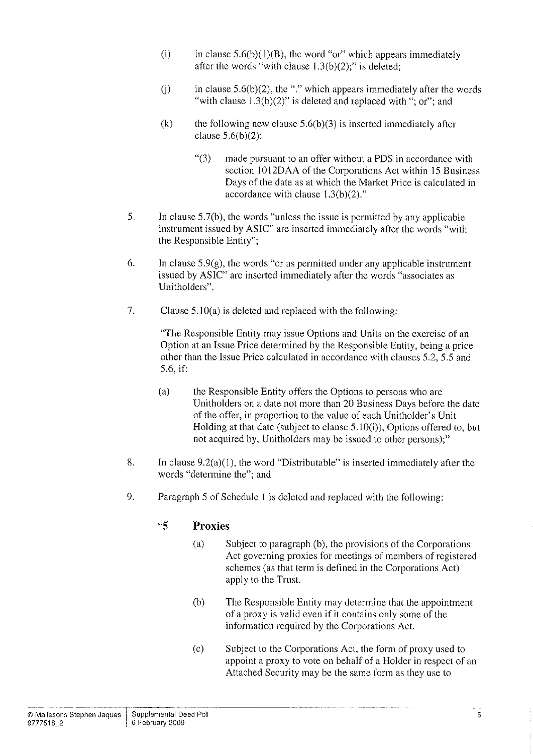(i) in clause 5.6(b)(1)(B), the word "or" which appears immediately after the words "with clause 1.3(b)(2);" is deleted;

(j) in clause 5.6(b)(2), the "." which appears immediately after the words "with clause 1.3(b)(2)" is deleted and replaced with "; or"; and

(k) the following new clause 5.6(b)(3) is inserted immediately after clause 5.6(b)(2):

> "(3) made pursuant to an offer without a PDS in accordance with section 1012DAA of the Corporations Act within 15 Business Days of the date as at which the Market Price is calculated in accordance with clause 1.3(b)(2)."

5. In clause 5.7(b), the words "unless the issue is permitted by any applicable instrument issued by ASIC" are inserted immediately after the words "with the Responsible Entity";

6. In clause 5.9(g), the words "or as permitted under any applicable instrument issued by ASIC" are inserted immediately after the words "associates as Unitholders".

7. Clause 5.10(a) is deleted and replaced with the following:

> "The Responsible Entity may issue Options and Units on the exercise of an Option at an Issue Price determined by the Responsible Entity, being a price other than the Issue Price calculated in accordance with clauses 5.2, 5.5 and 5.6, if:
>
> (a) the Responsible Entity offers the Options to persons who are Unitholders on a date not more than 20 Business Days before the date of the offer, in proportion to the value of each Unitholder's Unit Holding at that date (subject to clause 5.10(i)), Options offered to, but not acquired by, Unitholders may be issued to other persons);"

8. In clause 9.2(a)(1), the word "Distributable" is inserted immediately after the words "determine the"; and

9. Paragraph 5 of Schedule 1 is deleted and replaced with the following:

> **"5 Proxies**
>
> (a) Subject to paragraph (b), the provisions of the Corporations Act governing proxies for meetings of members of registered schemes (as that term is defined in the Corporations Act) apply to the Trust.
>
> (b) The Responsible Entity may determine that the appointment of a proxy is valid even if it contains only some of the information required by the Corporations Act.
>
> (c) Subject to the Corporations Act, the form of proxy used to appoint a proxy to vote on behalf of a Holder in respect of an Attached Security may be the same form as they use to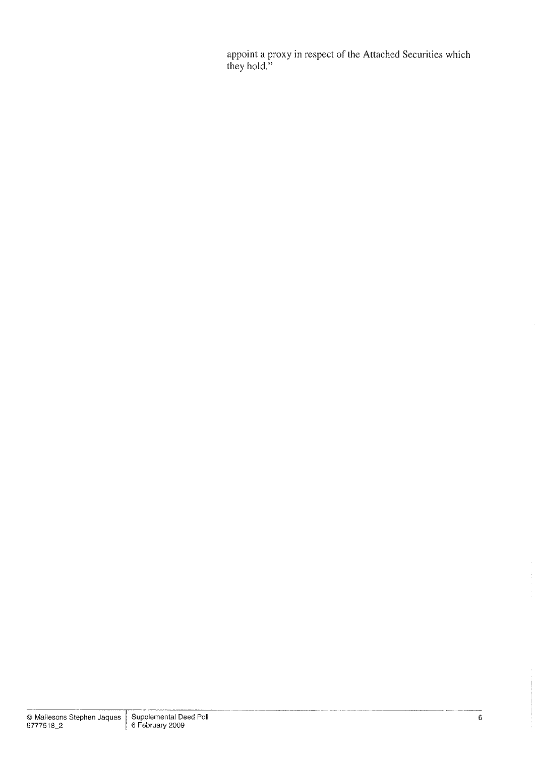appoint a proxy in respect of the Attached Securities which they hold."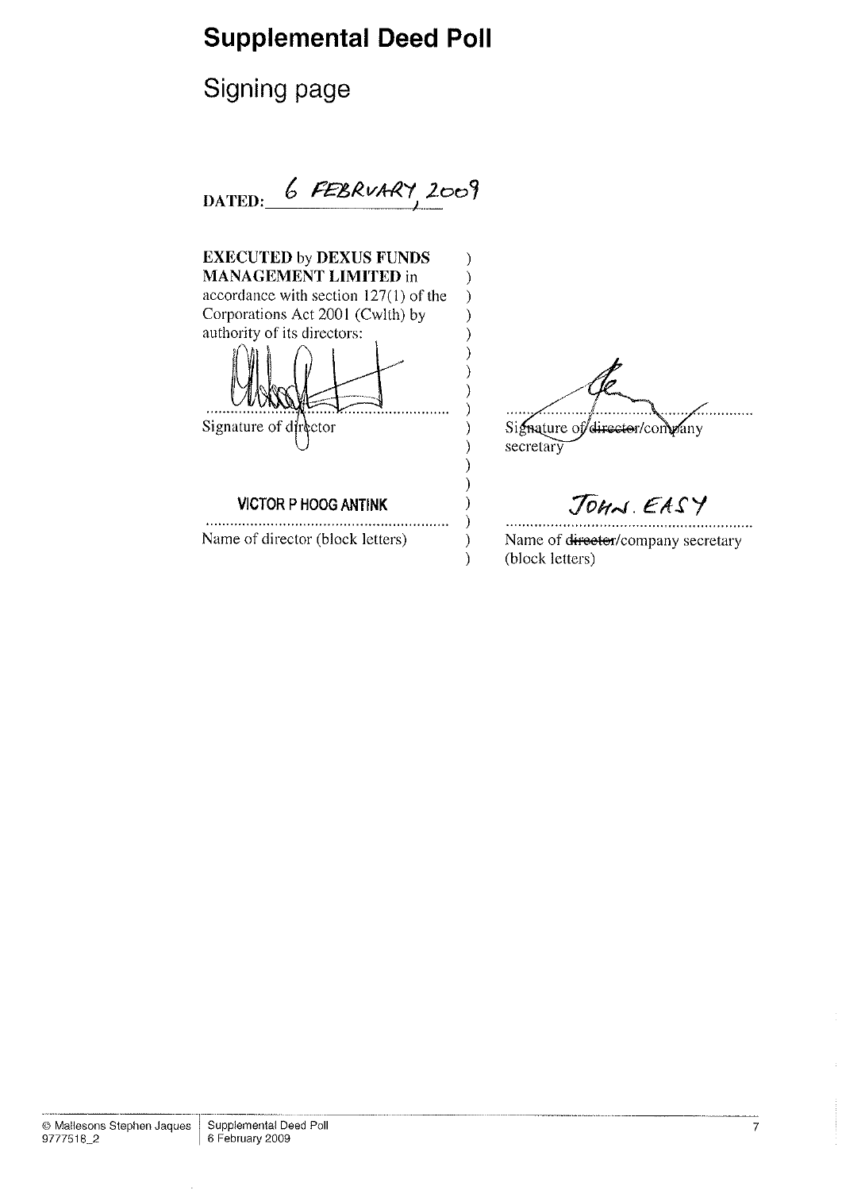# Supplemental Deed Poll

## Signing page

**DATED:** 6 FEBRUARY 2009

**EXECUTED** by **DEXUS FUNDS MANAGEMENT LIMITED** in accordance with section 127(1) of the Corporations Act 2001 (Cwlth) by authority of its directors:

| | |
|---|---|
| ............................................................ | ............................................................ |
| Signature of director | Signature of ~~director~~/company secretary |
| VICTOR P HOOG ANTINK | JOHN. EASY |
| ............................................................ | ............................................................ |
| Name of director (block letters) | Name of ~~director~~/company secretary (block letters) |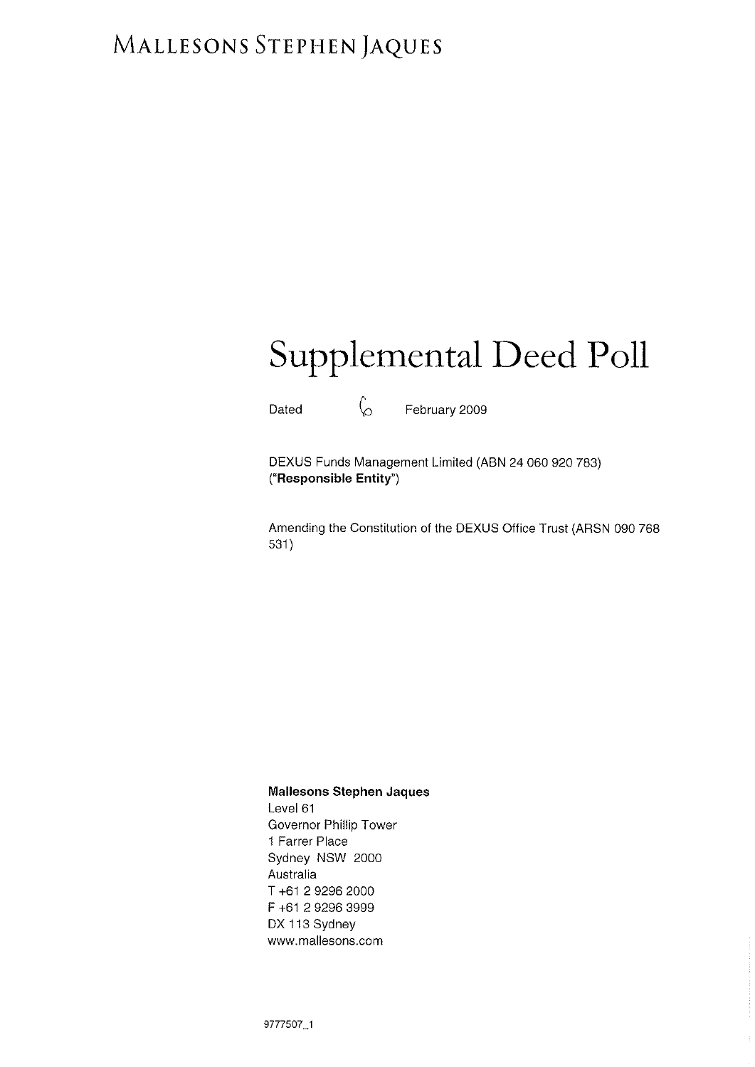MALLESONS STEPHEN JAQUES

# Supplemental Deed Poll

Dated 6 February 2009

DEXUS Funds Management Limited (ABN 24 060 920 783)
("**Responsible Entity**")

Amending the Constitution of the DEXUS Office Trust (ARSN 090 768 531)

**Mallesons Stephen Jaques**
Level 61
Governor Phillip Tower
1 Farrer Place
Sydney NSW 2000
Australia
T +61 2 9296 2000
F +61 2 9296 3999
DX 113 Sydney
www.mallesons.com

9777507_1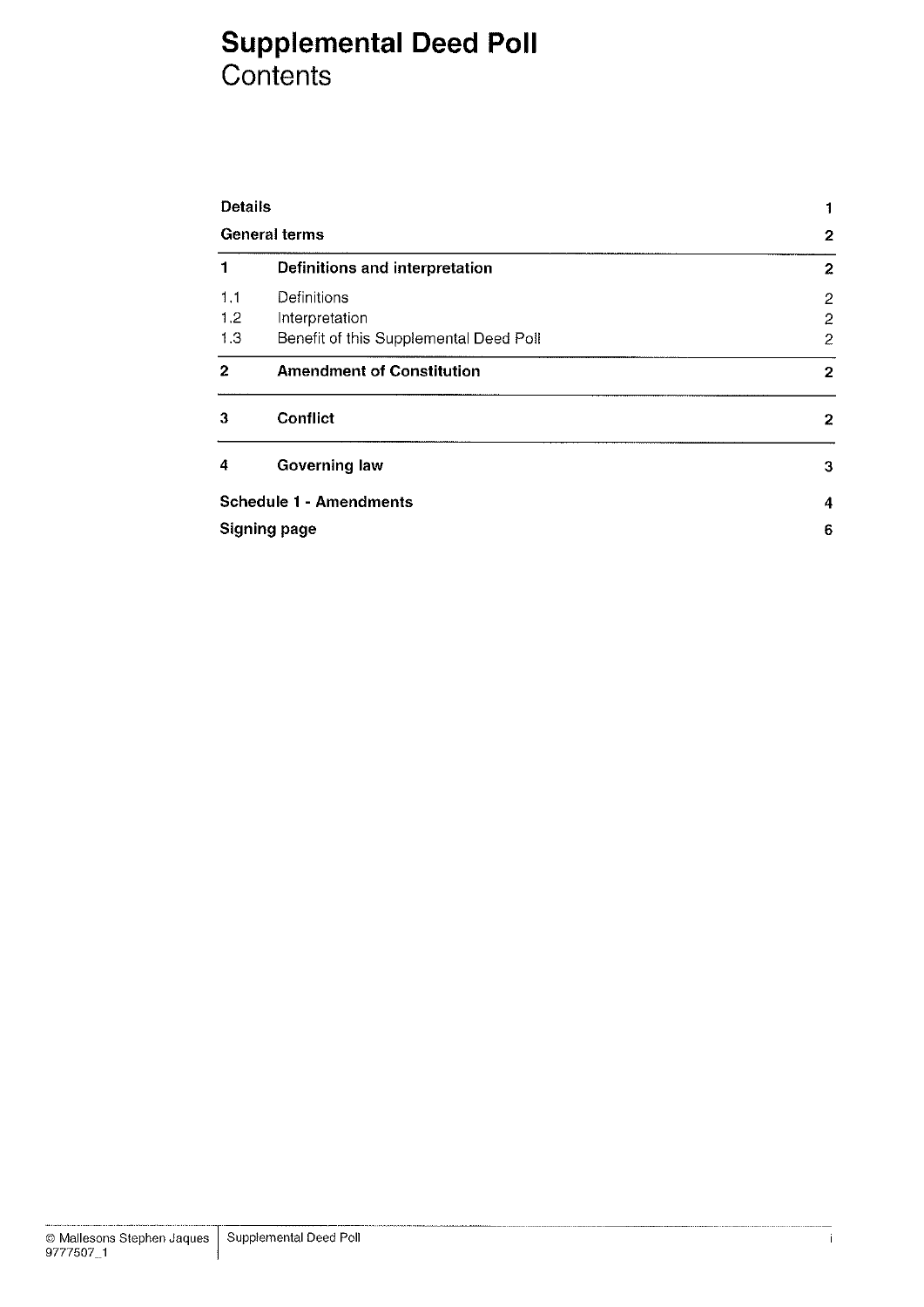# Supplemental Deed Poll

## Contents

| | | |
|---|---|---|
| **Details** | | **1** |
| **General terms** | | **2** |
| **1** | **Definitions and interpretation** | **2** |
| 1.1 | Definitions | 2 |
| 1.2 | Interpretation | 2 |
| 1.3 | Benefit of this Supplemental Deed Poll | 2 |
| **2** | **Amendment of Constitution** | **2** |
| **3** | **Conflict** | **2** |
| **4** | **Governing law** | **3** |
| **Schedule 1 - Amendments** | | **4** |
| **Signing page** | | **6** |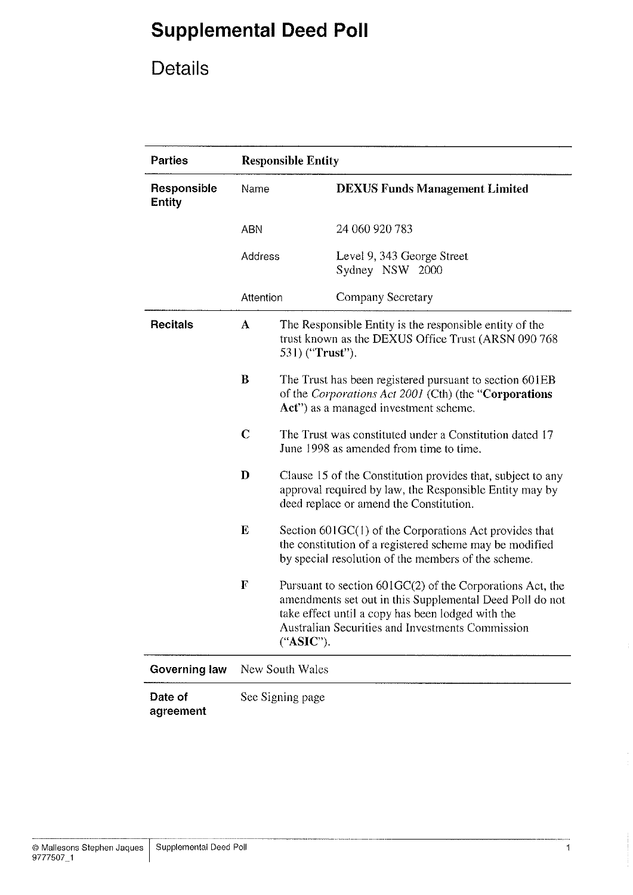# Supplemental Deed Poll

## Details

| Parties | Responsible Entity | |
|---|---|---|
| Responsible Entity | Name | **DEXUS Funds Management Limited** |
| | ABN | 24 060 920 783 |
| | Address | Level 9, 343 George Street<br>Sydney NSW 2000 |
| | Attention | Company Secretary |
| Recitals | **A** | The Responsible Entity is the responsible entity of the trust known as the DEXUS Office Trust (ARSN 090 768 531) ("**Trust**"). |
| | **B** | The Trust has been registered pursuant to section 601EB of the *Corporations Act 2001* (Cth) (the "**Corporations Act**") as a managed investment scheme. |
| | **C** | The Trust was constituted under a Constitution dated 17 June 1998 as amended from time to time. |
| | **D** | Clause 15 of the Constitution provides that, subject to any approval required by law, the Responsible Entity may by deed replace or amend the Constitution. |
| | **E** | Section 601GC(1) of the Corporations Act provides that the constitution of a registered scheme may be modified by special resolution of the members of the scheme. |
| | **F** | Pursuant to section 601GC(2) of the Corporations Act, the amendments set out in this Supplemental Deed Poll do not take effect until a copy has been lodged with the Australian Securities and Investments Commission ("**ASIC**"). |
| Governing law | New South Wales | |
| Date of agreement | See Signing page | |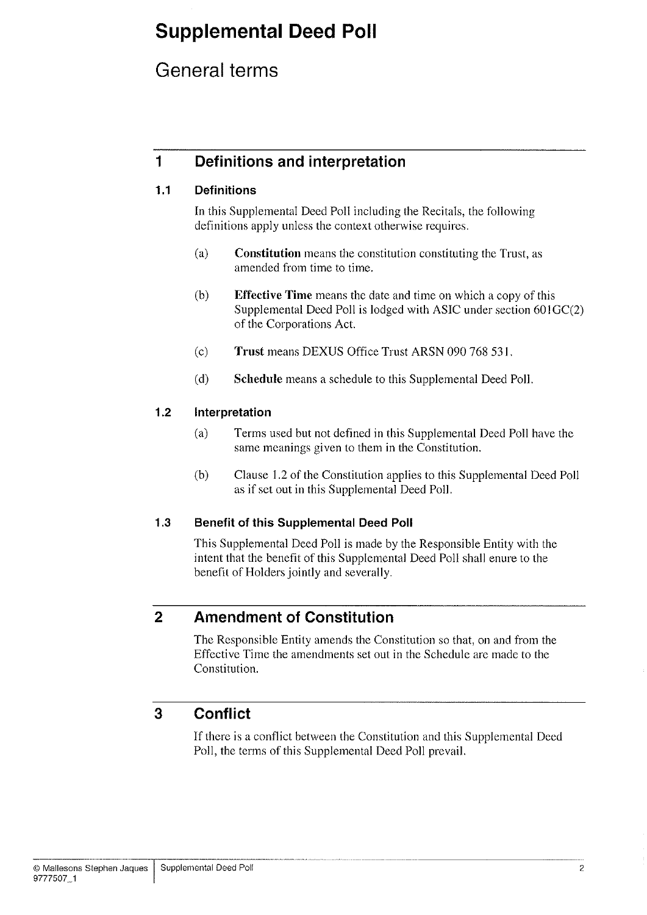# Supplemental Deed Poll

## General terms

## 1 Definitions and interpretation

### 1.1 Definitions

In this Supplemental Deed Poll including the Recitals, the following definitions apply unless the context otherwise requires.

(a) **Constitution** means the constitution constituting the Trust, as amended from time to time.

(b) **Effective Time** means the date and time on which a copy of this Supplemental Deed Poll is lodged with ASIC under section 601GC(2) of the Corporations Act.

(c) **Trust** means DEXUS Office Trust ARSN 090 768 531.

(d) **Schedule** means a schedule to this Supplemental Deed Poll.

### 1.2 Interpretation

(a) Terms used but not defined in this Supplemental Deed Poll have the same meanings given to them in the Constitution.

(b) Clause 1.2 of the Constitution applies to this Supplemental Deed Poll as if set out in this Supplemental Deed Poll.

### 1.3 Benefit of this Supplemental Deed Poll

This Supplemental Deed Poll is made by the Responsible Entity with the intent that the benefit of this Supplemental Deed Poll shall enure to the benefit of Holders jointly and severally.

## 2 Amendment of Constitution

The Responsible Entity amends the Constitution so that, on and from the Effective Time the amendments set out in the Schedule are made to the Constitution.

## 3 Conflict

If there is a conflict between the Constitution and this Supplemental Deed Poll, the terms of this Supplemental Deed Poll prevail.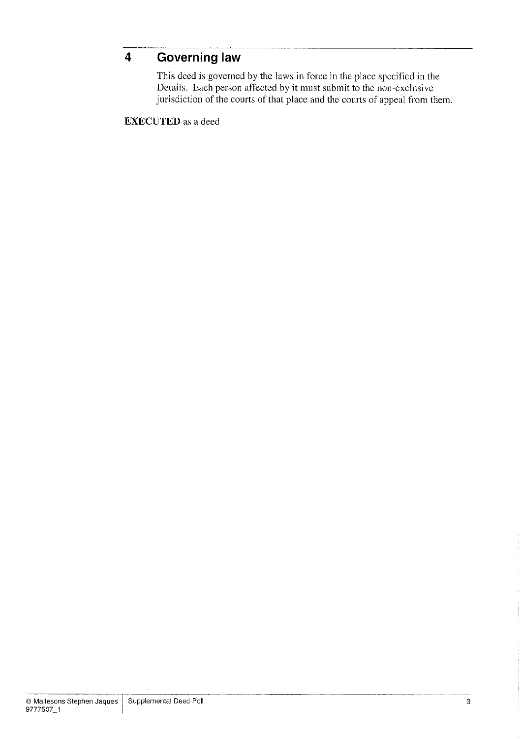## 4 Governing law

This deed is governed by the laws in force in the place specified in the Details. Each person affected by it must submit to the non-exclusive jurisdiction of the courts of that place and the courts of appeal from them.

**EXECUTED** as a deed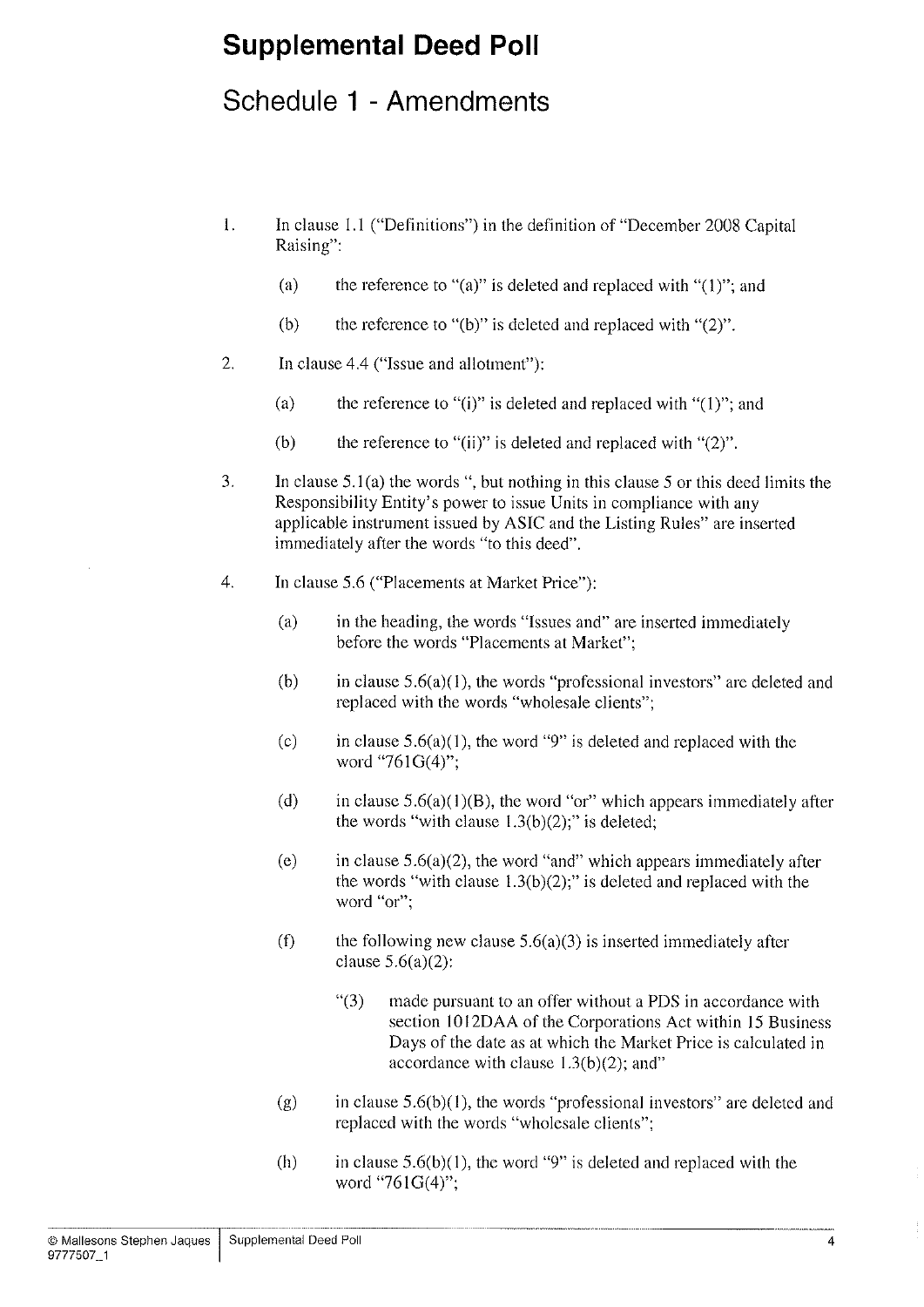# Supplemental Deed Poll

## Schedule 1 - Amendments

1. In clause 1.1 ("Definitions") in the definition of "December 2008 Capital Raising":

   (a) the reference to "(a)" is deleted and replaced with "(1)"; and

   (b) the reference to "(b)" is deleted and replaced with "(2)".

2. In clause 4.4 ("Issue and allotment"):

   (a) the reference to "(i)" is deleted and replaced with "(1)"; and

   (b) the reference to "(ii)" is deleted and replaced with "(2)".

3. In clause 5.1(a) the words ", but nothing in this clause 5 or this deed limits the Responsibility Entity's power to issue Units in compliance with any applicable instrument issued by ASIC and the Listing Rules" are inserted immediately after the words "to this deed".

4. In clause 5.6 ("Placements at Market Price"):

   (a) in the heading, the words "Issues and" are inserted immediately before the words "Placements at Market";

   (b) in clause 5.6(a)(1), the words "professional investors" are deleted and replaced with the words "wholesale clients";

   (c) in clause 5.6(a)(1), the word "9" is deleted and replaced with the word "761G(4)";

   (d) in clause 5.6(a)(1)(B), the word "or" which appears immediately after the words "with clause 1.3(b)(2);" is deleted;

   (e) in clause 5.6(a)(2), the word "and" which appears immediately after the words "with clause 1.3(b)(2);" is deleted and replaced with the word "or";

   (f) the following new clause 5.6(a)(3) is inserted immediately after clause 5.6(a)(2):

      "(3) made pursuant to an offer without a PDS in accordance with section 1012DAA of the Corporations Act within 15 Business Days of the date as at which the Market Price is calculated in accordance with clause 1.3(b)(2); and"

   (g) in clause 5.6(b)(1), the words "professional investors" are deleted and replaced with the words "wholesale clients";

   (h) in clause 5.6(b)(1), the word "9" is deleted and replaced with the word "761G(4)";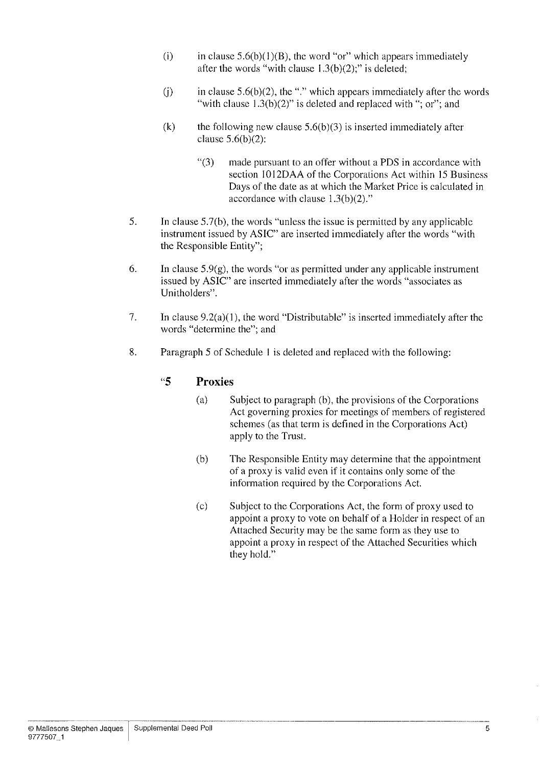(i) in clause 5.6(b)(1)(B), the word "or" which appears immediately after the words "with clause 1.3(b)(2);" is deleted;

(j) in clause 5.6(b)(2), the "." which appears immediately after the words "with clause 1.3(b)(2)" is deleted and replaced with "; or"; and

(k) the following new clause 5.6(b)(3) is inserted immediately after clause 5.6(b)(2):

> "(3) made pursuant to an offer without a PDS in accordance with section 1012DAA of the Corporations Act within 15 Business Days of the date as at which the Market Price is calculated in accordance with clause 1.3(b)(2)."

5. In clause 5.7(b), the words "unless the issue is permitted by any applicable instrument issued by ASIC" are inserted immediately after the words "with the Responsible Entity";

6. In clause 5.9(g), the words "or as permitted under any applicable instrument issued by ASIC" are inserted immediately after the words "associates as Unitholders".

7. In clause 9.2(a)(1), the word "Distributable" is inserted immediately after the words "determine the"; and

8. Paragraph 5 of Schedule 1 is deleted and replaced with the following:

> **"5 Proxies**
>
> (a) Subject to paragraph (b), the provisions of the Corporations Act governing proxies for meetings of members of registered schemes (as that term is defined in the Corporations Act) apply to the Trust.
>
> (b) The Responsible Entity may determine that the appointment of a proxy is valid even if it contains only some of the information required by the Corporations Act.
>
> (c) Subject to the Corporations Act, the form of proxy used to appoint a proxy to vote on behalf of a Holder in respect of an Attached Security may be the same form as they use to appoint a proxy in respect of the Attached Securities which they hold."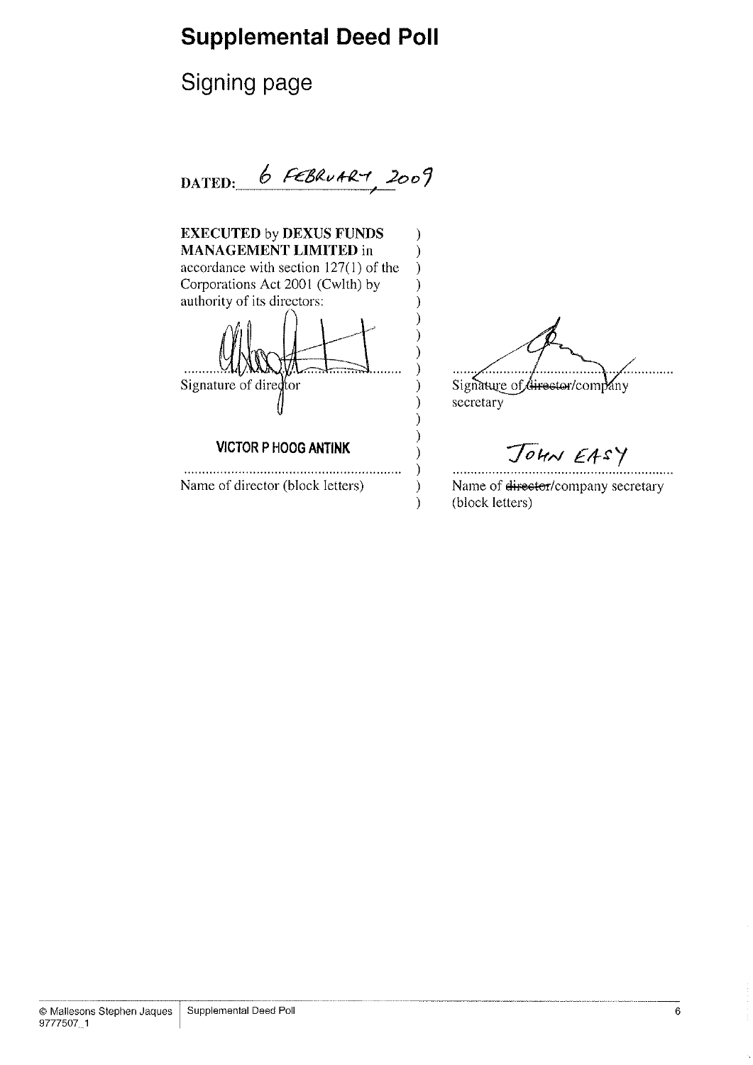# Supplemental Deed Poll

## Signing page

DATED: 6 FEBRUARY 2009

**EXECUTED** by **DEXUS FUNDS MANAGEMENT LIMITED** in accordance with section 127(1) of the Corporations Act 2001 (Cwlth) by authority of its directors:

| | |
|---|---|
| ............................................................ | ............................................................ |
| Signature of director | Signature of ~~director~~/company secretary |
| VICTOR P HOOG ANTINK | JOHN EASY |
| ............................................................ | ............................................................ |
| Name of director (block letters) | Name of ~~director~~/company secretary (block letters) |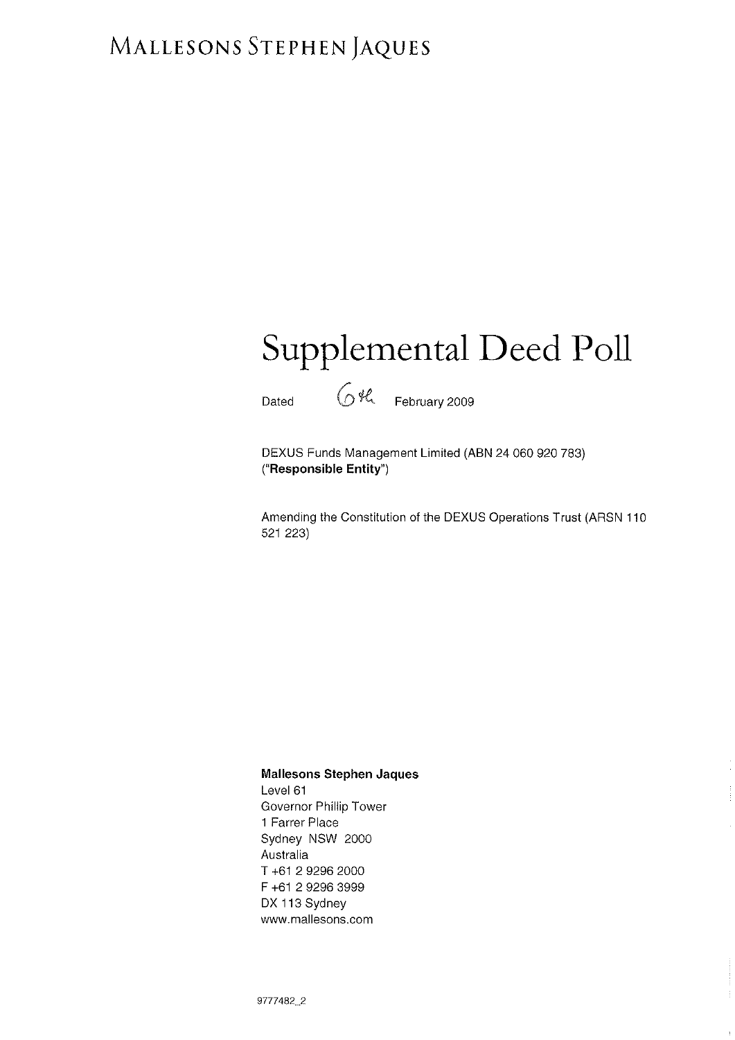MALLESONS STEPHEN JAQUES

# Supplemental Deed Poll

Dated 6th February 2009

DEXUS Funds Management Limited (ABN 24 060 920 783)
("**Responsible Entity**")

Amending the Constitution of the DEXUS Operations Trust (ARSN 110 521 223)

**Mallesons Stephen Jaques**
Level 61
Governor Phillip Tower
1 Farrer Place
Sydney NSW 2000
Australia
T +61 2 9296 2000
F +61 2 9296 3999
DX 113 Sydney
www.mallesons.com

9777482_2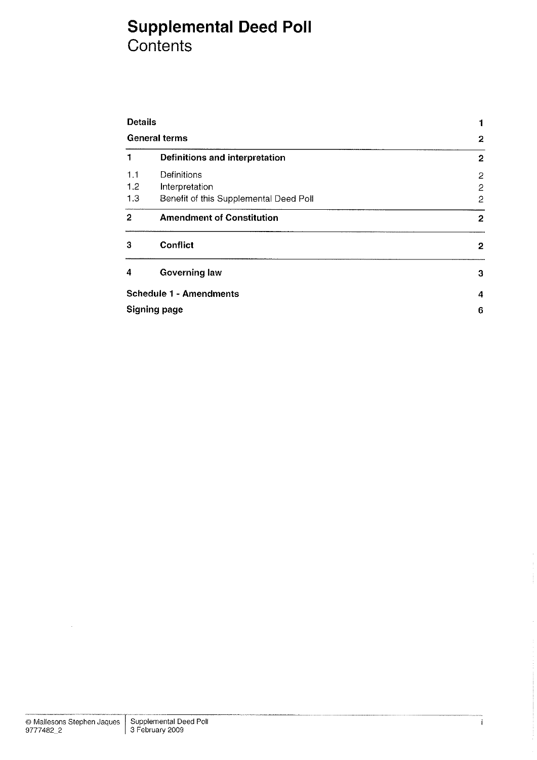# Supplemental Deed Poll
## Contents

| | | |
|---|---|---|
| **Details** | | **1** |
| **General terms** | | **2** |
| **1** | **Definitions and interpretation** | **2** |
| 1.1 | Definitions | 2 |
| 1.2 | Interpretation | 2 |
| 1.3 | Benefit of this Supplemental Deed Poll | 2 |
| **2** | **Amendment of Constitution** | **2** |
| **3** | **Conflict** | **2** |
| **4** | **Governing law** | **3** |
| **Schedule 1 - Amendments** | | **4** |
| **Signing page** | | **6** |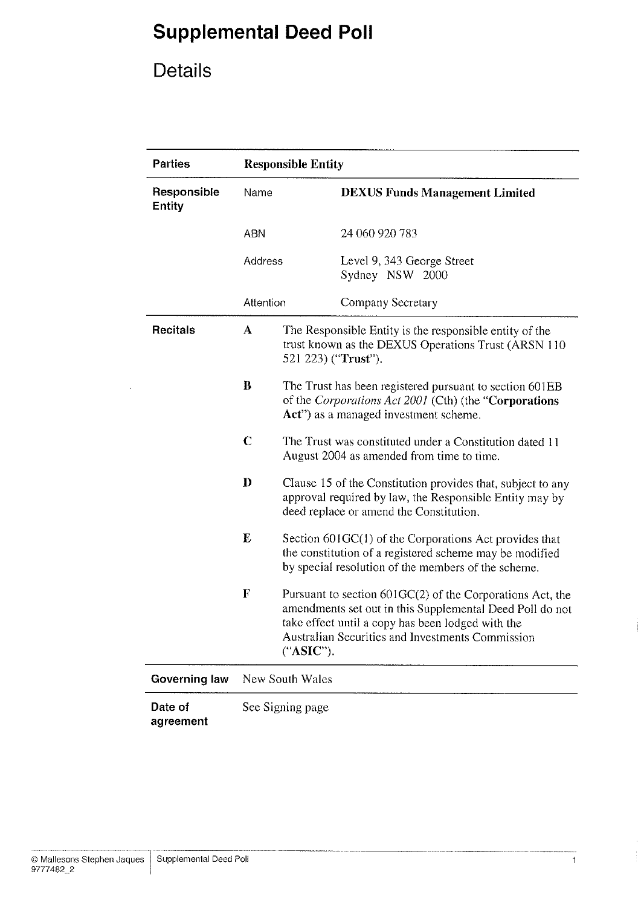# Supplemental Deed Poll

## Details

| Parties | Responsible Entity | |
|---|---|---|
| Responsible Entity | Name | **DEXUS Funds Management Limited** |
| | ABN | 24 060 920 783 |
| | Address | Level 9, 343 George Street Sydney NSW 2000 |
| | Attention | Company Secretary |

**Recitals**

**A** The Responsible Entity is the responsible entity of the trust known as the DEXUS Operations Trust (ARSN 110 521 223) ("**Trust**").

**B** The Trust has been registered pursuant to section 601EB of the *Corporations Act 2001* (Cth) (the "**Corporations Act**") as a managed investment scheme.

**C** The Trust was constituted under a Constitution dated 11 August 2004 as amended from time to time.

**D** Clause 15 of the Constitution provides that, subject to any approval required by law, the Responsible Entity may by deed replace or amend the Constitution.

**E** Section 601GC(1) of the Corporations Act provides that the constitution of a registered scheme may be modified by special resolution of the members of the scheme.

**F** Pursuant to section 601GC(2) of the Corporations Act, the amendments set out in this Supplemental Deed Poll do not take effect until a copy has been lodged with the Australian Securities and Investments Commission ("**ASIC**").

| | |
|---|---|
| **Governing law** | New South Wales |
| **Date of agreement** | See Signing page |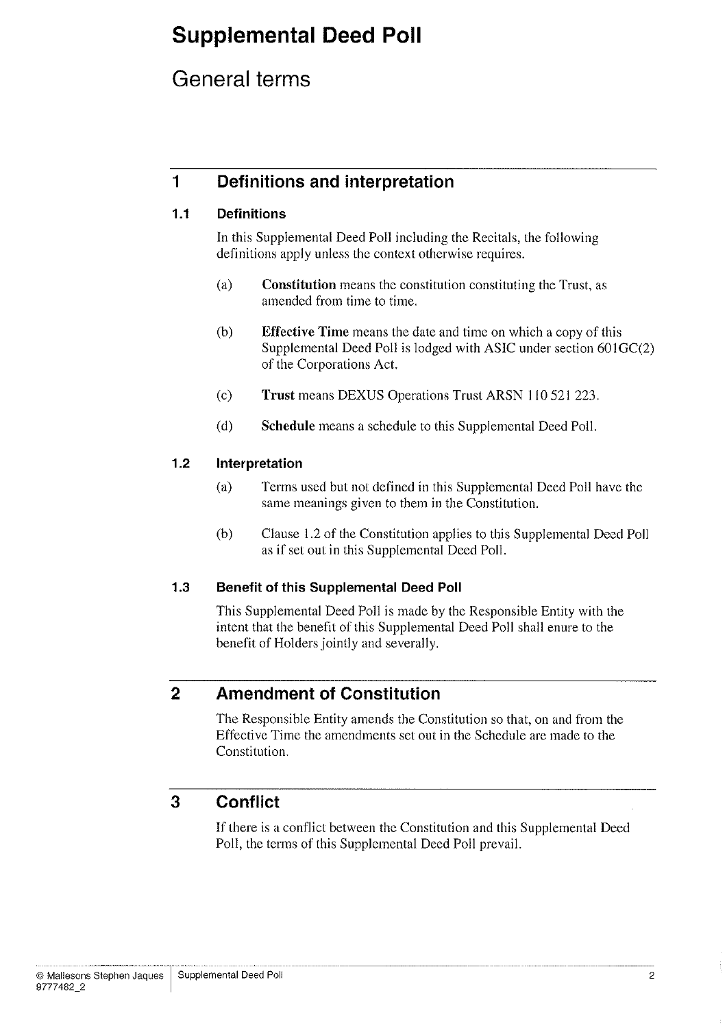# Supplemental Deed Poll

## General terms

## 1 Definitions and interpretation

### 1.1 Definitions

In this Supplemental Deed Poll including the Recitals, the following definitions apply unless the context otherwise requires.

(a) **Constitution** means the constitution constituting the Trust, as amended from time to time.

(b) **Effective Time** means the date and time on which a copy of this Supplemental Deed Poll is lodged with ASIC under section 601GC(2) of the Corporations Act.

(c) **Trust** means DEXUS Operations Trust ARSN 110 521 223.

(d) **Schedule** means a schedule to this Supplemental Deed Poll.

### 1.2 Interpretation

(a) Terms used but not defined in this Supplemental Deed Poll have the same meanings given to them in the Constitution.

(b) Clause 1.2 of the Constitution applies to this Supplemental Deed Poll as if set out in this Supplemental Deed Poll.

### 1.3 Benefit of this Supplemental Deed Poll

This Supplemental Deed Poll is made by the Responsible Entity with the intent that the benefit of this Supplemental Deed Poll shall enure to the benefit of Holders jointly and severally.

## 2 Amendment of Constitution

The Responsible Entity amends the Constitution so that, on and from the Effective Time the amendments set out in the Schedule are made to the Constitution.

## 3 Conflict

If there is a conflict between the Constitution and this Supplemental Deed Poll, the terms of this Supplemental Deed Poll prevail.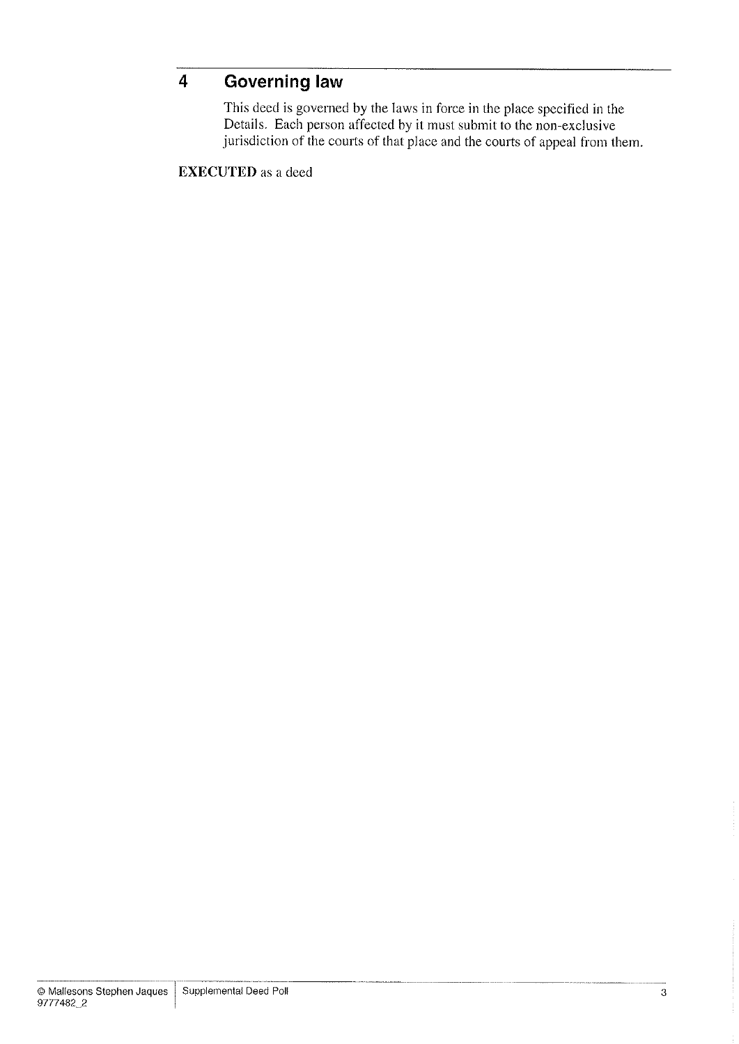## 4 Governing law

This deed is governed by the laws in force in the place specified in the Details. Each person affected by it must submit to the non-exclusive jurisdiction of the courts of that place and the courts of appeal from them.

**EXECUTED** as a deed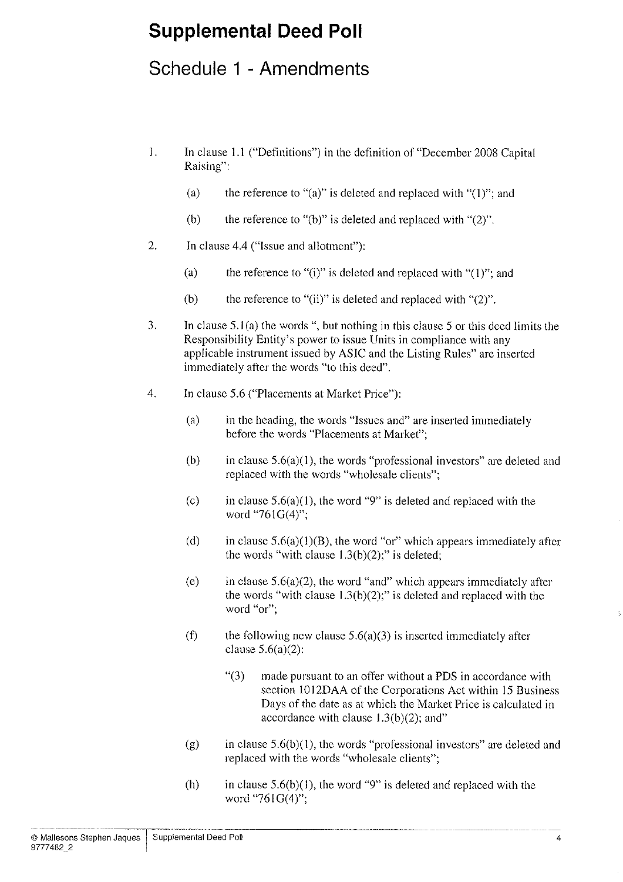# Supplemental Deed Poll

## Schedule 1 - Amendments

1. In clause 1.1 ("Definitions") in the definition of "December 2008 Capital Raising":

   (a) the reference to "(a)" is deleted and replaced with "(1)"; and

   (b) the reference to "(b)" is deleted and replaced with "(2)".

2. In clause 4.4 ("Issue and allotment"):

   (a) the reference to "(i)" is deleted and replaced with "(1)"; and

   (b) the reference to "(ii)" is deleted and replaced with "(2)".

3. In clause 5.1(a) the words ", but nothing in this clause 5 or this deed limits the Responsibility Entity's power to issue Units in compliance with any applicable instrument issued by ASIC and the Listing Rules" are inserted immediately after the words "to this deed".

4. In clause 5.6 ("Placements at Market Price"):

   (a) in the heading, the words "Issues and" are inserted immediately before the words "Placements at Market";

   (b) in clause 5.6(a)(1), the words "professional investors" are deleted and replaced with the words "wholesale clients";

   (c) in clause 5.6(a)(1), the word "9" is deleted and replaced with the word "761G(4)";

   (d) in clause 5.6(a)(1)(B), the word "or" which appears immediately after the words "with clause 1.3(b)(2);" is deleted;

   (e) in clause 5.6(a)(2), the word "and" which appears immediately after the words "with clause 1.3(b)(2);" is deleted and replaced with the word "or";

   (f) the following new clause 5.6(a)(3) is inserted immediately after clause 5.6(a)(2):

      "(3) made pursuant to an offer without a PDS in accordance with section 1012DAA of the Corporations Act within 15 Business Days of the date as at which the Market Price is calculated in accordance with clause 1.3(b)(2); and"

   (g) in clause 5.6(b)(1), the words "professional investors" are deleted and replaced with the words "wholesale clients";

   (h) in clause 5.6(b)(1), the word "9" is deleted and replaced with the word "761G(4)";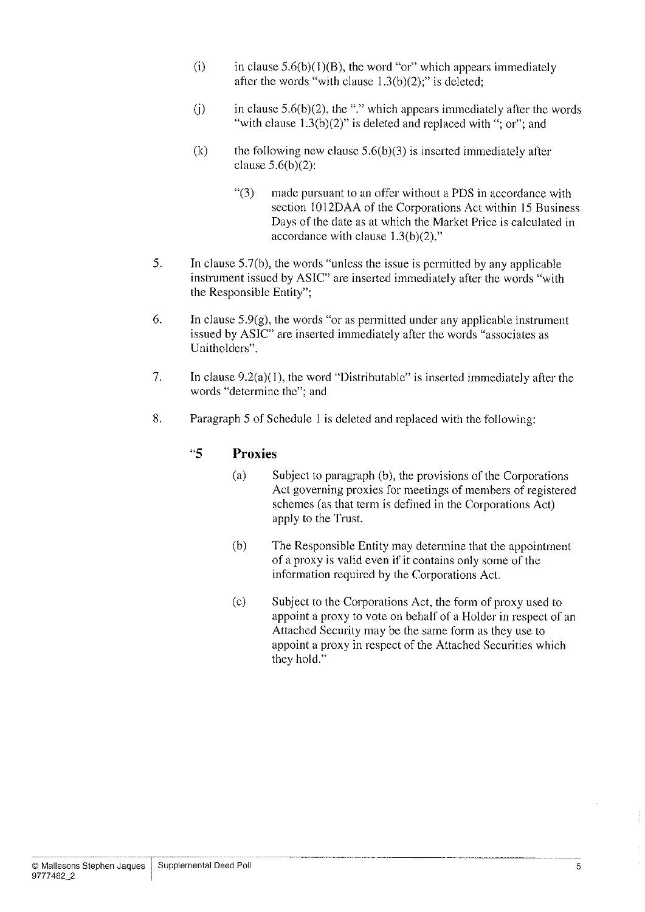(i) in clause 5.6(b)(1)(B), the word "or" which appears immediately after the words "with clause 1.3(b)(2);" is deleted;

(j) in clause 5.6(b)(2), the "." which appears immediately after the words "with clause 1.3(b)(2)" is deleted and replaced with "; or"; and

(k) the following new clause 5.6(b)(3) is inserted immediately after clause 5.6(b)(2):

> "(3) made pursuant to an offer without a PDS in accordance with section 1012DAA of the Corporations Act within 15 Business Days of the date as at which the Market Price is calculated in accordance with clause 1.3(b)(2)."

5. In clause 5.7(b), the words "unless the issue is permitted by any applicable instrument issued by ASIC" are inserted immediately after the words "with the Responsible Entity";

6. In clause 5.9(g), the words "or as permitted under any applicable instrument issued by ASIC" are inserted immediately after the words "associates as Unitholders".

7. In clause 9.2(a)(1), the word "Distributable" is inserted immediately after the words "determine the"; and

8. Paragraph 5 of Schedule 1 is deleted and replaced with the following:

> **"5 Proxies**
>
> (a) Subject to paragraph (b), the provisions of the Corporations Act governing proxies for meetings of members of registered schemes (as that term is defined in the Corporations Act) apply to the Trust.
>
> (b) The Responsible Entity may determine that the appointment of a proxy is valid even if it contains only some of the information required by the Corporations Act.
>
> (c) Subject to the Corporations Act, the form of proxy used to appoint a proxy to vote on behalf of a Holder in respect of an Attached Security may be the same form as they use to appoint a proxy in respect of the Attached Securities which they hold."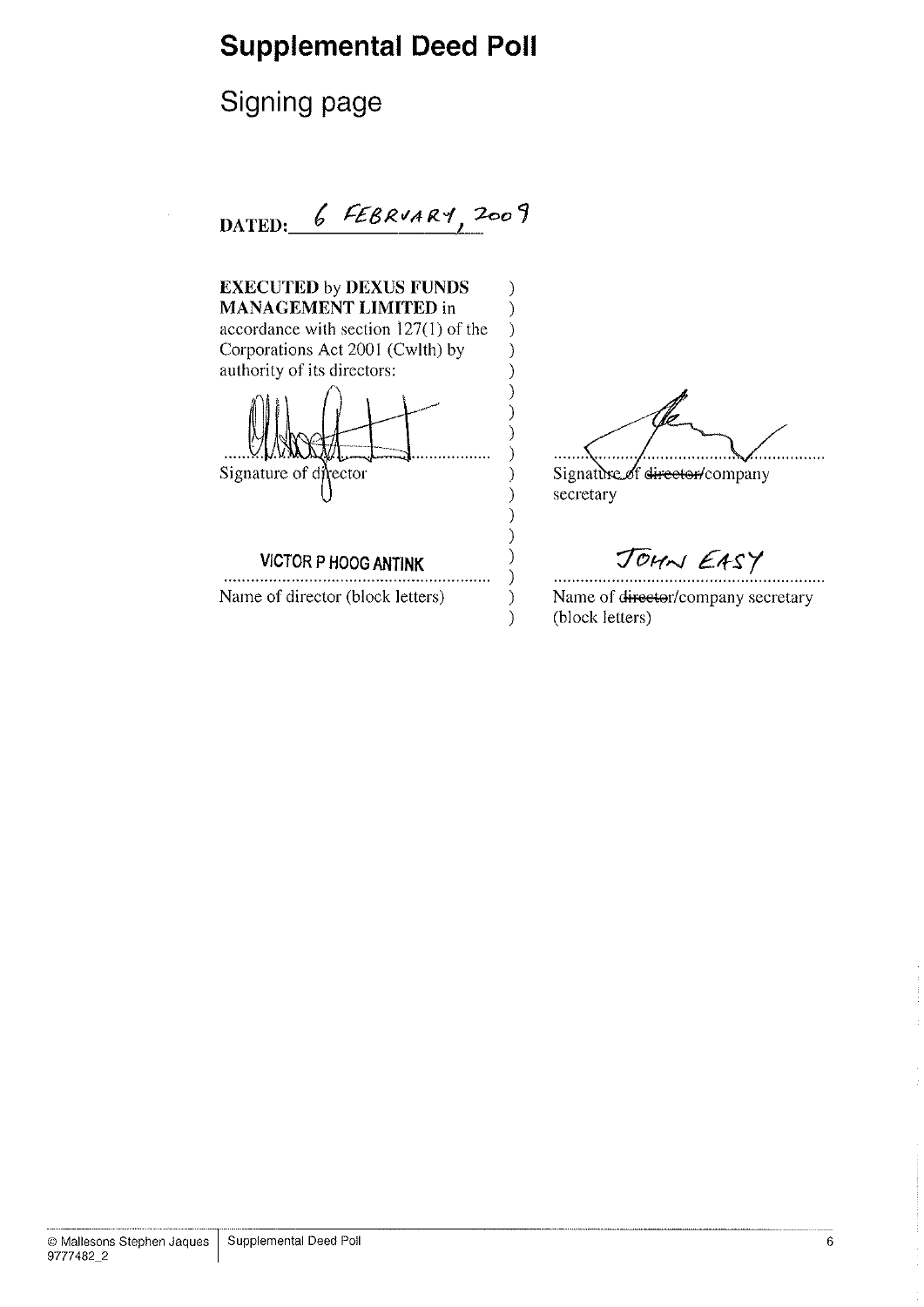# Supplemental Deed Poll

## Signing page

**DATED:** 6 FEBRUARY, 2009

**EXECUTED** by **DEXUS FUNDS MANAGEMENT LIMITED** in accordance with section 127(1) of the Corporations Act 2001 (Cwlth) by authority of its directors:

| | |
|---|---|
| ............................................ | ............................................ |
| Signature of director | Signature of ~~director~~/company secretary |
| VICTOR P HOOG ANTINK | JOHN EASY |
| Name of director (block letters) | Name of ~~director~~/company secretary (block letters) |